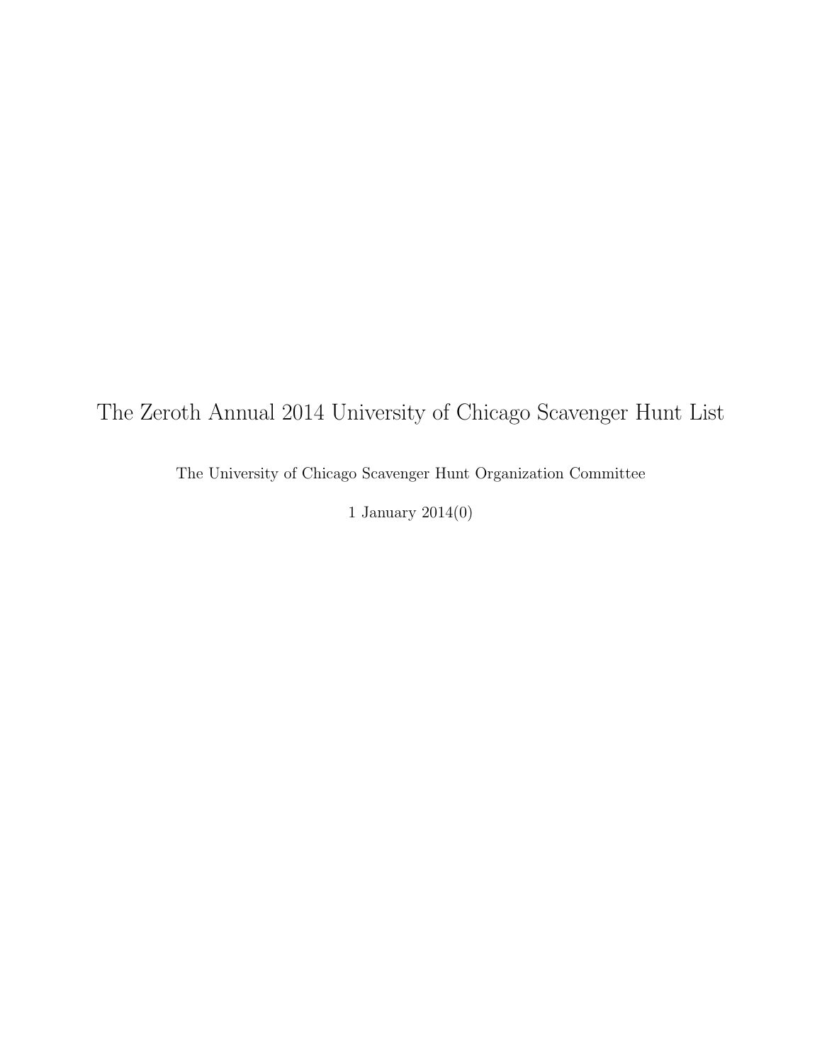# The Zeroth Annual 2014 University of Chicago Scavenger Hunt List

The University of Chicago Scavenger Hunt Organization Committee

1 January 2014(0)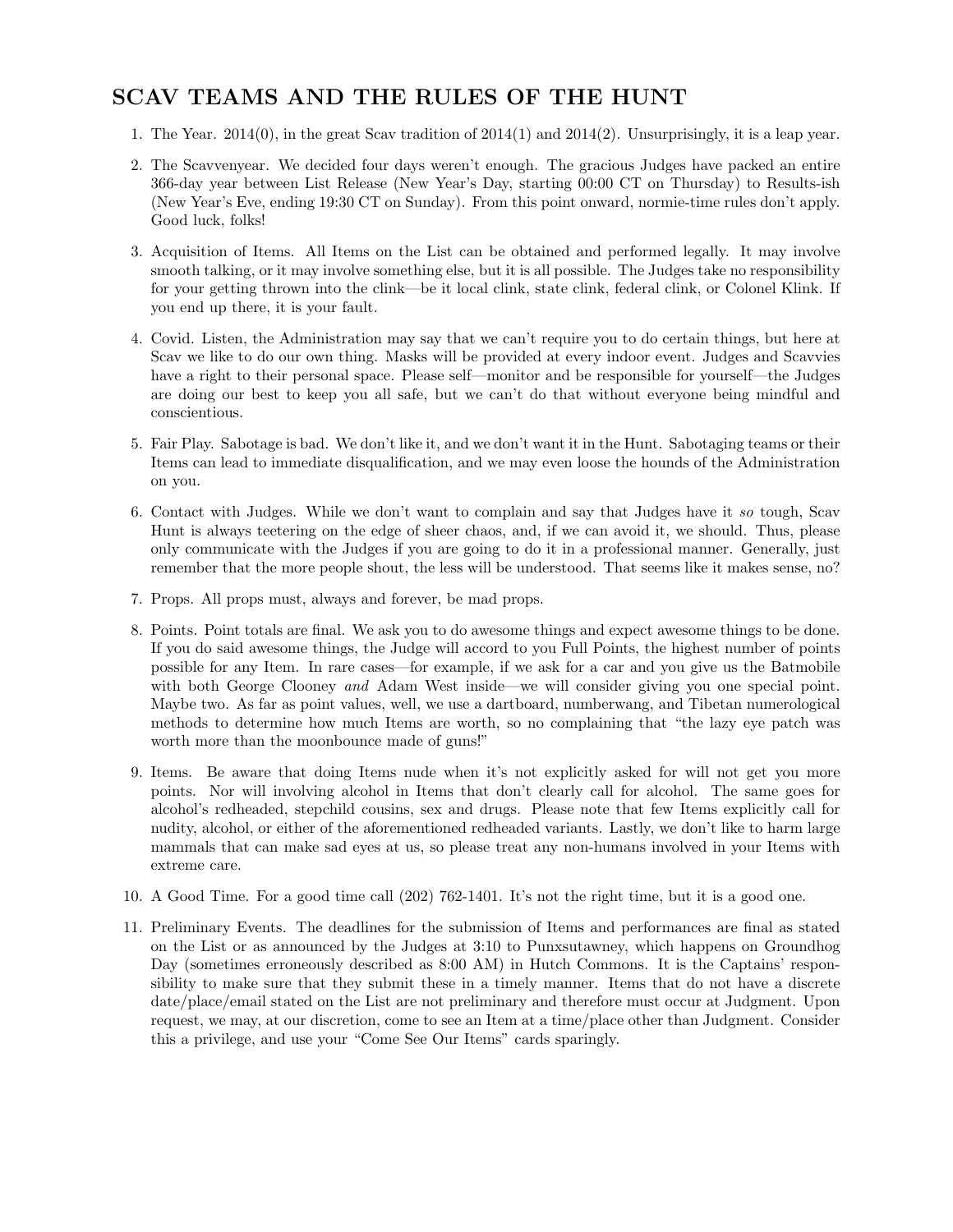## SCAV TEAMS AND THE RULES OF THE HUNT

1. The Year. 2014(0), in the great Scav tradition of 2014(1) and 2014(2). Unsurprisingly, it is a leap year.

2. The Scavvenyear. We decided four days weren't enough. The gracious Judges have packed an entire 366-day year between List Release (New Year's Day, starting 00:00 CT on Thursday) to Results-ish (New Year's Eve, ending 19:30 CT on Sunday). From this point onward, normie-time rules don't apply. Good luck, folks!

3. Acquisition of Items. All Items on the List can be obtained and performed legally. It may involve smooth talking, or it may involve something else, but it is all possible. The Judges take no responsibility for your getting thrown into the clink—be it local clink, state clink, federal clink, or Colonel Klink. If you end up there, it is your fault.

4. Covid. Listen, the Administration may say that we can't require you to do certain things, but here at Scav we like to do our own thing. Masks will be provided at every indoor event. Judges and Scavvies have a right to their personal space. Please self—monitor and be responsible for yourself—the Judges are doing our best to keep you all safe, but we can't do that without everyone being mindful and conscientious.

5. Fair Play. Sabotage is bad. We don't like it, and we don't want it in the Hunt. Sabotaging teams or their Items can lead to immediate disqualification, and we may even loose the hounds of the Administration on you.

6. Contact with Judges. While we don't want to complain and say that Judges have it *so* tough, Scav Hunt is always teetering on the edge of sheer chaos, and, if we can avoid it, we should. Thus, please only communicate with the Judges if you are going to do it in a professional manner. Generally, just remember that the more people shout, the less will be understood. That seems like it makes sense, no?

7. Props. All props must, always and forever, be mad props.

8. Points. Point totals are final. We ask you to do awesome things and expect awesome things to be done. If you do said awesome things, the Judge will accord to you Full Points, the highest number of points possible for any Item. In rare cases—for example, if we ask for a car and you give us the Batmobile with both George Clooney *and* Adam West inside—we will consider giving you one special point. Maybe two. As far as point values, well, we use a dartboard, numberwang, and Tibetan numerological methods to determine how much Items are worth, so no complaining that "the lazy eye patch was worth more than the moonbounce made of guns!"

9. Items. Be aware that doing Items nude when it's not explicitly asked for will not get you more points. Nor will involving alcohol in Items that don't clearly call for alcohol. The same goes for alcohol's redheaded, stepchild cousins, sex and drugs. Please note that few Items explicitly call for nudity, alcohol, or either of the aforementioned redheaded variants. Lastly, we don't like to harm large mammals that can make sad eyes at us, so please treat any non-humans involved in your Items with extreme care.

10. A Good Time. For a good time call (202) 762-1401. It's not the right time, but it is a good one.

11. Preliminary Events. The deadlines for the submission of Items and performances are final as stated on the List or as announced by the Judges at 3:10 to Punxsutawney, which happens on Groundhog Day (sometimes erroneously described as 8:00 AM) in Hutch Commons. It is the Captains' responsibility to make sure that they submit these in a timely manner. Items that do not have a discrete date/place/email stated on the List are not preliminary and therefore must occur at Judgment. Upon request, we may, at our discretion, come to see an Item at a time/place other than Judgment. Consider this a privilege, and use your "Come See Our Items" cards sparingly.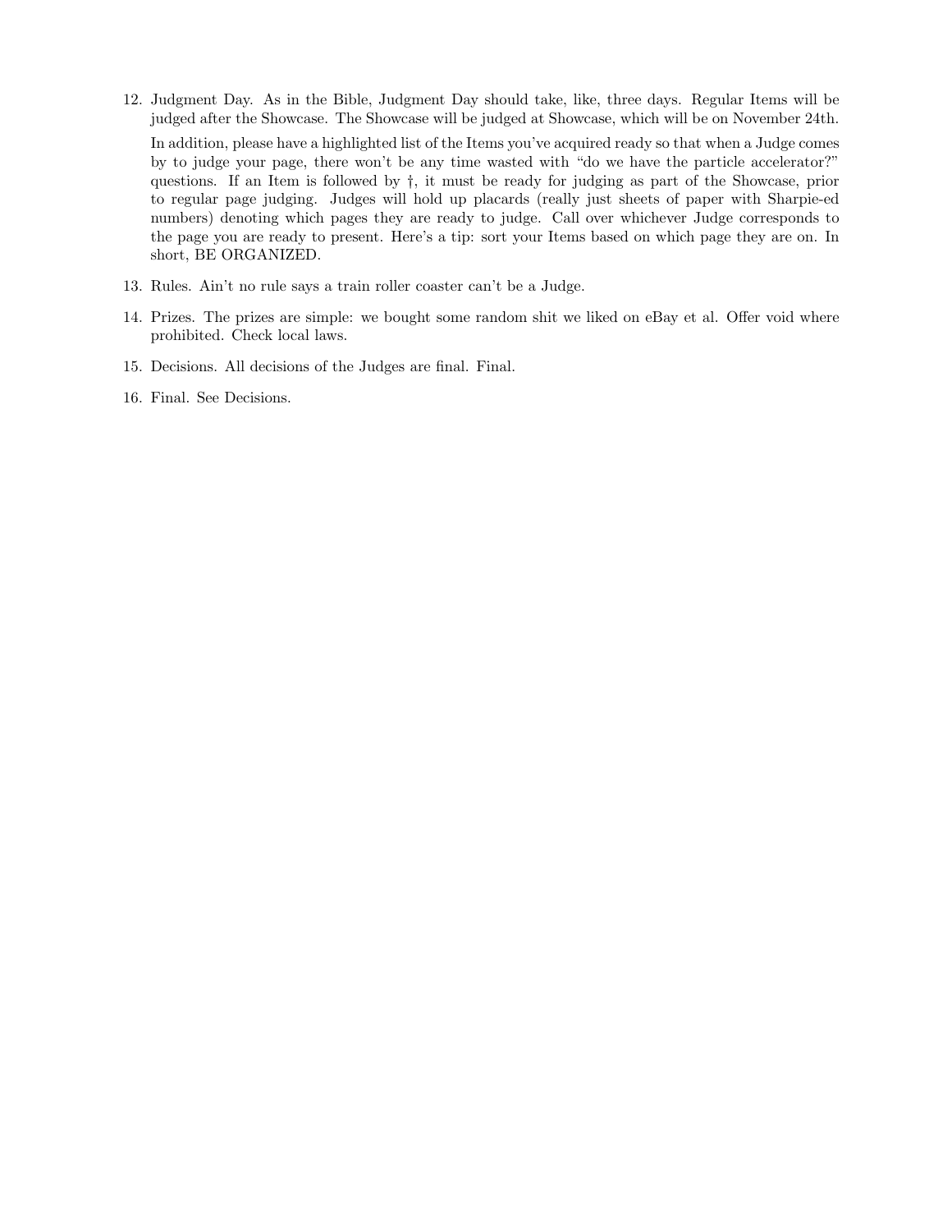12. Judgment Day. As in the Bible, Judgment Day should take, like, three days. Regular Items will be judged after the Showcase. The Showcase will be judged at Showcase, which will be on November 24th.

    In addition, please have a highlighted list of the Items you've acquired ready so that when a Judge comes by to judge your page, there won't be any time wasted with "do we have the particle accelerator?" questions. If an Item is followed by †, it must be ready for judging as part of the Showcase, prior to regular page judging. Judges will hold up placards (really just sheets of paper with Sharpie-ed numbers) denoting which pages they are ready to judge. Call over whichever Judge corresponds to the page you are ready to present. Here's a tip: sort your Items based on which page they are on. In short, BE ORGANIZED.

13. Rules. Ain't no rule says a train roller coaster can't be a Judge.

14. Prizes. The prizes are simple: we bought some random shit we liked on eBay et al. Offer void where prohibited. Check local laws.

15. Decisions. All decisions of the Judges are final. Final.

16. Final. See Decisions.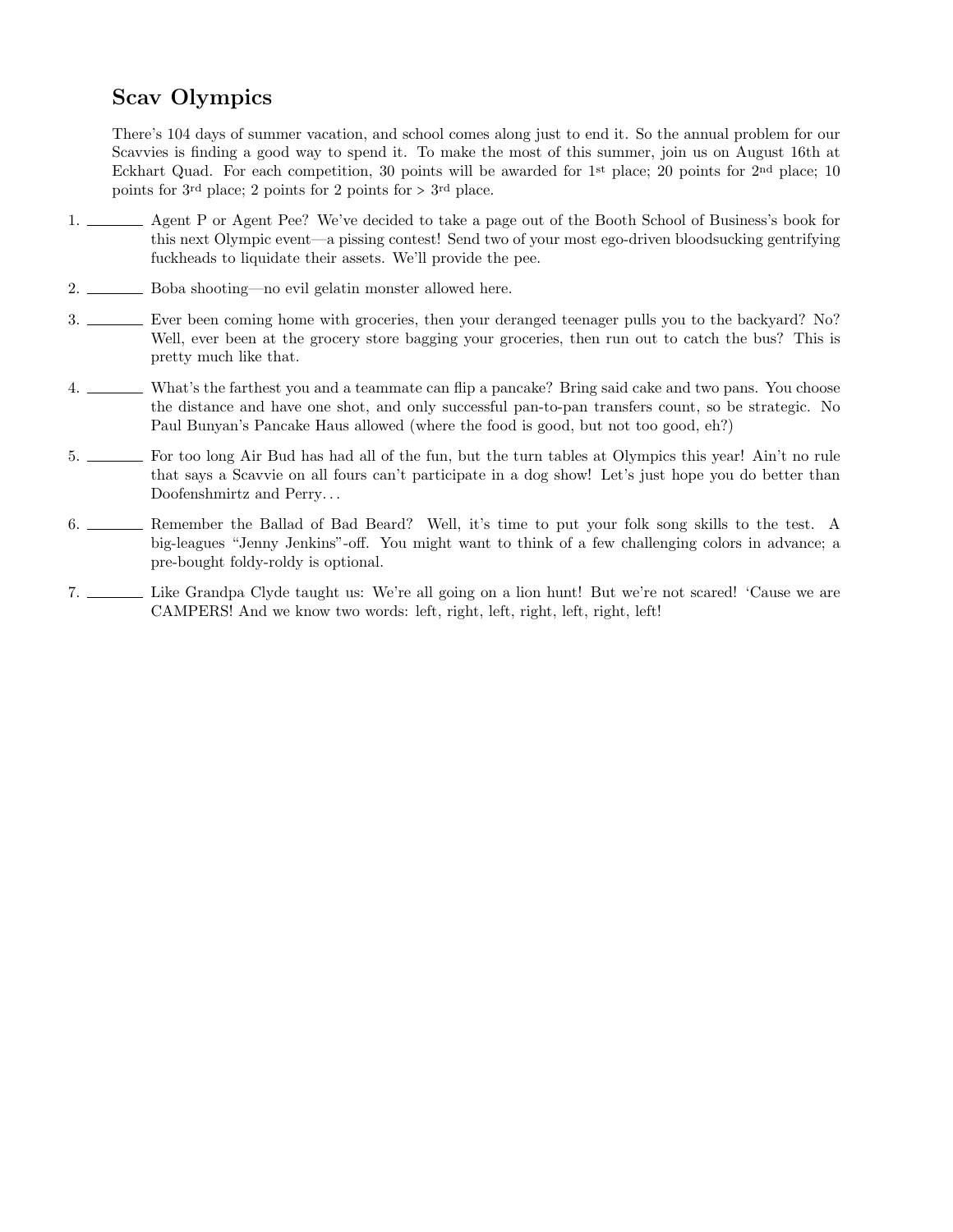## Scav Olympics

There's 104 days of summer vacation, and school comes along just to end it. So the annual problem for our Scavvies is finding a good way to spend it. To make the most of this summer, join us on August 16th at Eckhart Quad. For each competition, 30 points will be awarded for 1st place; 20 points for 2nd place; 10 points for 3rd place; 2 points for 2 points for > 3rd place.

1. ________ Agent P or Agent Pee? We've decided to take a page out of the Booth School of Business's book for this next Olympic event—a pissing contest! Send two of your most ego-driven bloodsucking gentrifying fuckheads to liquidate their assets. We'll provide the pee.

2. ________ Boba shooting—no evil gelatin monster allowed here.

3. ________ Ever been coming home with groceries, then your deranged teenager pulls you to the backyard? No? Well, ever been at the grocery store bagging your groceries, then run out to catch the bus? This is pretty much like that.

4. ________ What's the farthest you and a teammate can flip a pancake? Bring said cake and two pans. You choose the distance and have one shot, and only successful pan-to-pan transfers count, so be strategic. No Paul Bunyan's Pancake Haus allowed (where the food is good, but not too good, eh?)

5. ________ For too long Air Bud has had all of the fun, but the turn tables at Olympics this year! Ain't no rule that says a Scavvie on all fours can't participate in a dog show! Let's just hope you do better than Doofenshmirtz and Perry...

6. ________ Remember the Ballad of Bad Beard? Well, it's time to put your folk song skills to the test. A big-leagues "Jenny Jenkins"-off. You might want to think of a few challenging colors in advance; a pre-bought foldy-roldy is optional.

7. ________ Like Grandpa Clyde taught us: We're all going on a lion hunt! But we're not scared! 'Cause we are CAMPERS! And we know two words: left, right, left, right, left, right, left!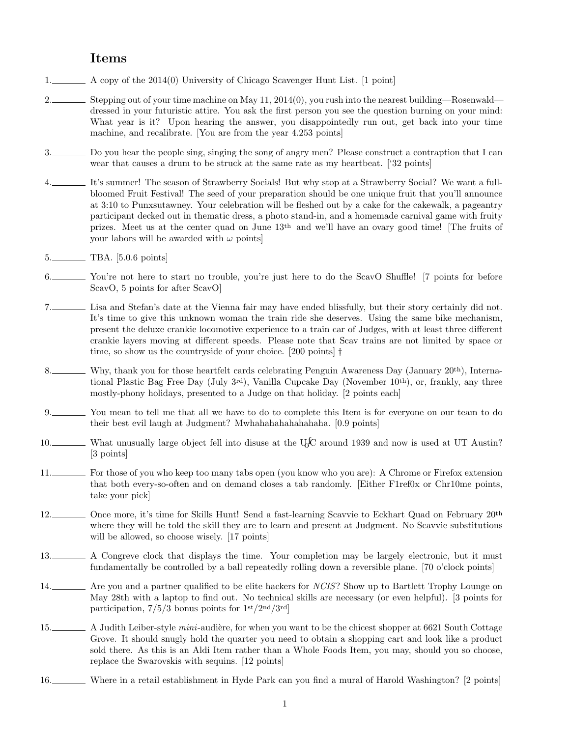## Items

1.\_\_\_\_\_\_\_\_ A copy of the 2014(0) University of Chicago Scavenger Hunt List. [1 point]

2.\_\_\_\_\_\_\_\_ Stepping out of your time machine on May 11, 2014(0), you rush into the nearest building—Rosenwald—dressed in your futuristic attire. You ask the first person you see the question burning on your mind: What year is it? Upon hearing the answer, you disappointedly run out, get back into your time machine, and recalibrate. [You are from the year 4.253 points]

3.\_\_\_\_\_\_\_\_ Do you hear the people sing, singing the song of angry men? Please construct a contraption that I can wear that causes a drum to be struck at the same rate as my heartbeat. ['32 points]

4.\_\_\_\_\_\_\_\_ It's summer! The season of Strawberry Socials! But why stop at a Strawberry Social? We want a full-bloomed Fruit Festival! The seed of your preparation should be one unique fruit that you'll announce at 3:10 to Punxsutawney. Your celebration will be fleshed out by a cake for the cakewalk, a pageantry participant decked out in thematic dress, a photo stand-in, and a homemade carnival game with fruity prizes. Meet us at the center quad on June 13th and we'll have an ovary good time! [The fruits of your labors will be awarded with $\omega$ points]

5.\_\_\_\_\_\_\_\_ TBA. [5.0.6 points]

6.\_\_\_\_\_\_\_\_ You're not here to start no trouble, you're just here to do the ScavO Shuffle! [7 points for before ScavO, 5 points for after ScavO]

7.\_\_\_\_\_\_\_\_ Lisa and Stefan's date at the Vienna fair may have ended blissfully, but their story certainly did not. It's time to give this unknown woman the train ride she deserves. Using the same bike mechanism, present the deluxe crankie locomotive experience to a train car of Judges, with at least three different crankie layers moving at different speeds. Please note that Scav trains are not limited by space or time, so show us the countryside of your choice. [200 points] †

8.\_\_\_\_\_\_\_\_ Why, thank you for those heartfelt cards celebrating Penguin Awareness Day (January 20th), International Plastic Bag Free Day (July 3rd), Vanilla Cupcake Day (November 10th), or, frankly, any three mostly-phony holidays, presented to a Judge on that holiday. [2 points each]

9.\_\_\_\_\_\_\_\_ You mean to tell me that all we have to do to complete this Item is for everyone on our team to do their best evil laugh at Judgment? Mwhahahahahahahaha. [0.9 points]

10.\_\_\_\_\_\_\_\_ What unusually large object fell into disuse at the U of C around 1939 and now is used at UT Austin? [3 points]

11.\_\_\_\_\_\_\_\_ For those of you who keep too many tabs open (you know who you are): A Chrome or Firefox extension that both every-so-often and on demand closes a tab randomly. [Either F1ref0x or Chr10me points, take your pick]

12.\_\_\_\_\_\_\_\_ Once more, it's time for Skills Hunt! Send a fast-learning Scavvie to Eckhart Quad on February 20th where they will be told the skill they are to learn and present at Judgment. No Scavvie substitutions will be allowed, so choose wisely. [17 points]

13.\_\_\_\_\_\_\_\_ A Congreve clock that displays the time. Your completion may be largely electronic, but it must fundamentally be controlled by a ball repeatedly rolling down a reversible plane. [70 o'clock points]

14.\_\_\_\_\_\_\_\_ Are you and a partner qualified to be elite hackers for *NCIS*? Show up to Bartlett Trophy Lounge on May 28th with a laptop to find out. No technical skills are necessary (or even helpful). [3 points for participation, 7/5/3 bonus points for 1st/2nd/3rd]

15.\_\_\_\_\_\_\_\_ A Judith Leiber-style *mini*-audière, for when you want to be the chicest shopper at 6621 South Cottage Grove. It should snugly hold the quarter you need to obtain a shopping cart and look like a product sold there. As this is an Aldi Item rather than a Whole Foods Item, you may, should you so choose, replace the Swarovskis with sequins. [12 points]

16.\_\_\_\_\_\_\_\_ Where in a retail establishment in Hyde Park can you find a mural of Harold Washington? [2 points]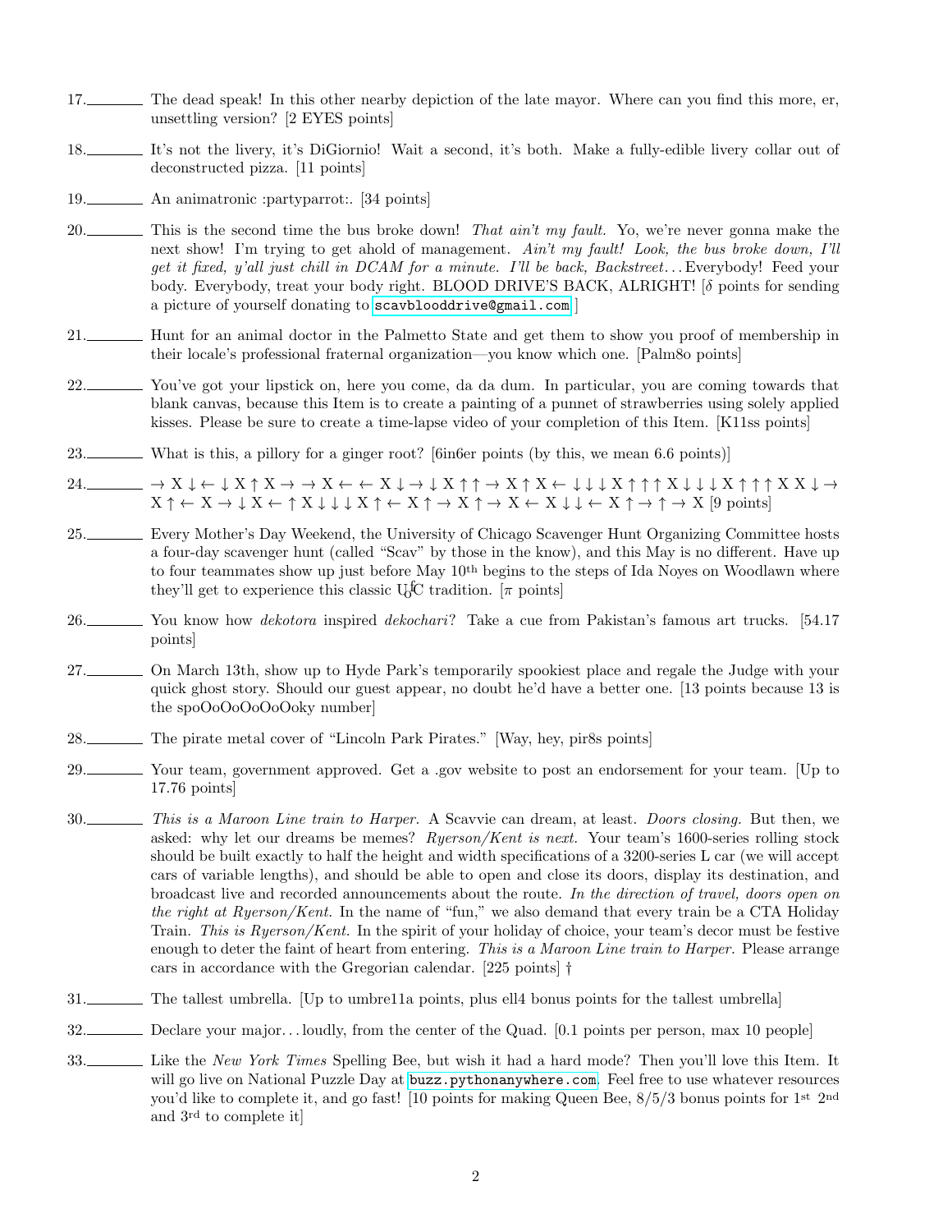17.________ The dead speak! In this other nearby depiction of the late mayor. Where can you find this more, er, unsettling version? [2 EYES points]

18.________ It's not the livery, it's DiGiornio! Wait a second, it's both. Make a fully-edible livery collar out of deconstructed pizza. [11 points]

19.________ An animatronic :partyparrot:. [34 points]

20.________ This is the second time the bus broke down! *That ain't my fault.* Yo, we're never gonna make the next show! I'm trying to get ahold of management. *Ain't my fault! Look, the bus broke down, I'll get it fixed, y'all just chill in DCAM for a minute. I'll be back, Backstreet...* Everybody! Feed your body. Everybody, treat your body right. BLOOD DRIVE'S BACK, ALRIGHT! [$\delta$ points for sending a picture of yourself donating to scavblooddrive@gmail.com.]

21.________ Hunt for an animal doctor in the Palmetto State and get them to show you proof of membership in their locale's professional fraternal organization—you know which one. [Palm8o points]

22.________ You've got your lipstick on, here you come, da da dum. In particular, you are coming towards that blank canvas, because this Item is to create a painting of a punnet of strawberries using solely applied kisses. Please be sure to create a time-lapse video of your completion of this Item. [K11ss points]

23.________ What is this, a pillory for a ginger root? [6in6er points (by this, we mean 6.6 points)]

24.________ → X ↓ ← ↓ X ↑ X → → X ← ← X ↓ → ↓ X ↑ ↑ → X ↑ X ← ↓ ↓ ↓ X ↑ ↑ ↑ X ↓ ↓ ↓ X ↑ ↑ ↑ X X ↓ → X ↑ ← X → ↓ X ← ↑ X ↓ ↓ ↓ X ↑ ← X ↑ → X ↑ → X ← X ↓ ↓ ← X ↑ → ↑ → X [9 points]

25.________ Every Mother's Day Weekend, the University of Chicago Scavenger Hunt Organizing Committee hosts a four-day scavenger hunt (called "Scav" by those in the know), and this May is no different. Have up to four teammates show up just before May 10th begins to the steps of Ida Noyes on Woodlawn where they'll get to experience this classic U$^{f}_{o}$C tradition. [$\pi$ points]

26.________ You know how *dekotora* inspired *dekochari*? Take a cue from Pakistan's famous art trucks. [54.17 points]

27.________ On March 13th, show up to Hyde Park's temporarily spookiest place and regale the Judge with your quick ghost story. Should our guest appear, no doubt he'd have a better one. [13 points because 13 is the spoOoOoOoOooky number]

28.________ The pirate metal cover of "Lincoln Park Pirates." [Way, hey, pir8s points]

29.________ Your team, government approved. Get a .gov website to post an endorsement for your team. [Up to 17.76 points]

30.________ *This is a Maroon Line train to Harper.* A Scavvie can dream, at least. *Doors closing.* But then, we asked: why let our dreams be memes? *Ryerson/Kent is next.* Your team's 1600-series rolling stock should be built exactly to half the height and width specifications of a 3200-series L car (we will accept cars of variable lengths), and should be able to open and close its doors, display its destination, and broadcast live and recorded announcements about the route. *In the direction of travel, doors open on the right at Ryerson/Kent.* In the name of "fun," we also demand that every train be a CTA Holiday Train. *This is Ryerson/Kent.* In the spirit of your holiday of choice, your team's decor must be festive enough to deter the faint of heart from entering. *This is a Maroon Line train to Harper.* Please arrange cars in accordance with the Gregorian calendar. [225 points] †

31.________ The tallest umbrella. [Up to umbre11a points, plus ell4 bonus points for the tallest umbrella]

32.________ Declare your major... loudly, from the center of the Quad. [0.1 points per person, max 10 people]

33.________ Like the *New York Times* Spelling Bee, but wish it had a hard mode? Then you'll love this Item. It will go live on National Puzzle Day at buzz.pythonanywhere.com. Feel free to use whatever resources you'd like to complete it, and go fast! [10 points for making Queen Bee, 8/5/3 bonus points for 1st 2nd and 3rd to complete it]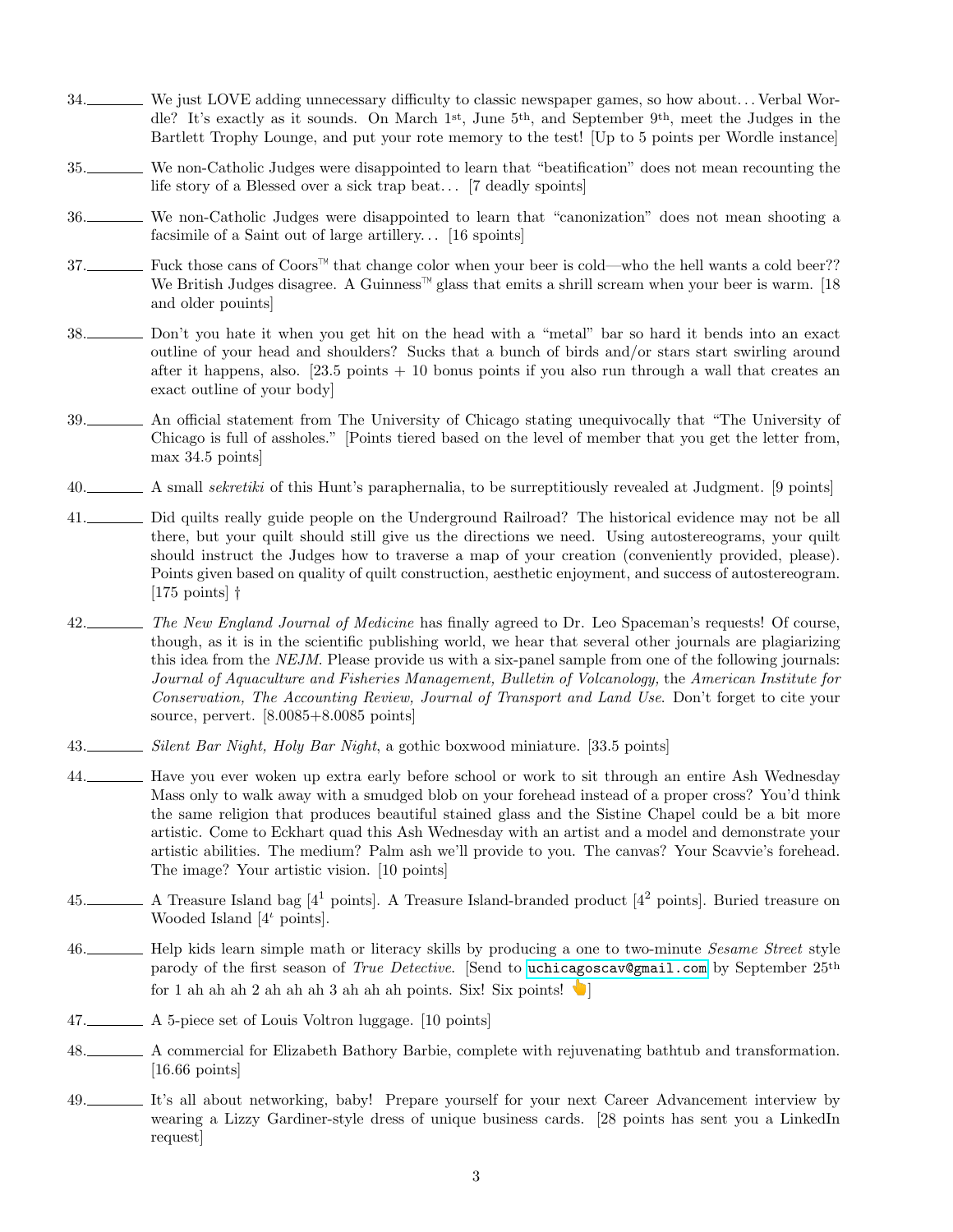34.________ We just LOVE adding unnecessary difficulty to classic newspaper games, so how about... Verbal Wordle? It's exactly as it sounds. On March 1st, June 5th, and September 9th, meet the Judges in the Bartlett Trophy Lounge, and put your rote memory to the test! [Up to 5 points per Wordle instance]

35.________ We non-Catholic Judges were disappointed to learn that "beatification" does not mean recounting the life story of a Blessed over a sick trap beat... [7 deadly spoints]

36.________ We non-Catholic Judges were disappointed to learn that "canonization" does not mean shooting a facsimile of a Saint out of large artillery... [16 spoints]

37.________ Fuck those cans of Coors™ that change color when your beer is cold—who the hell wants a cold beer?? We British Judges disagree. A Guinness™ glass that emits a shrill scream when your beer is warm. [18 and older pouints]

38.________ Don't you hate it when you get hit on the head with a "metal" bar so hard it bends into an exact outline of your head and shoulders? Sucks that a bunch of birds and/or stars start swirling around after it happens, also. [23.5 points + 10 bonus points if you also run through a wall that creates an exact outline of your body]

39.________ An official statement from The University of Chicago stating unequivocally that "The University of Chicago is full of assholes." [Points tiered based on the level of member that you get the letter from, max 34.5 points]

40.________ A small *sekretiki* of this Hunt's paraphernalia, to be surreptitiously revealed at Judgment. [9 points]

41.________ Did quilts really guide people on the Underground Railroad? The historical evidence may not be all there, but your quilt should still give us the directions we need. Using autostereograms, your quilt should instruct the Judges how to traverse a map of your creation (conveniently provided, please). Points given based on quality of quilt construction, aesthetic enjoyment, and success of autostereogram. [175 points] †

42.________ *The New England Journal of Medicine* has finally agreed to Dr. Leo Spaceman's requests! Of course, though, as it is in the scientific publishing world, we hear that several other journals are plagiarizing this idea from the *NEJM*. Please provide us with a six-panel sample from one of the following journals: *Journal of Aquaculture and Fisheries Management, Bulletin of Volcanology,* the *American Institute for Conservation, The Accounting Review, Journal of Transport and Land Use*. Don't forget to cite your source, pervert. [8.0085+8.0085 points]

43.________ *Silent Bar Night, Holy Bar Night*, a gothic boxwood miniature. [33.5 points]

44.________ Have you ever woken up extra early before school or work to sit through an entire Ash Wednesday Mass only to walk away with a smudged blob on your forehead instead of a proper cross? You'd think the same religion that produces beautiful stained glass and the Sistine Chapel could be a bit more artistic. Come to Eckhart quad this Ash Wednesday with an artist and a model and demonstrate your artistic abilities. The medium? Palm ash we'll provide to you. The canvas? Your Scavvie's forehead. The image? Your artistic vision. [10 points]

45.________ A Treasure Island bag [$4^1$ points]. A Treasure Island-branded product [$4^2$ points]. Buried treasure on Wooded Island [$4^{\iota}$ points].

46.________ Help kids learn simple math or literacy skills by producing a one to two-minute *Sesame Street* style parody of the first season of *True Detective*. [Send to uchicagoscav@gmail.com by September 25th for 1 ah ah ah 2 ah ah ah 3 ah ah ah points. Six! Six points! 👆]

47.________ A 5-piece set of Louis Voltron luggage. [10 points]

48.________ A commercial for Elizabeth Bathory Barbie, complete with rejuvenating bathtub and transformation. [16.66 points]

49.________ It's all about networking, baby! Prepare yourself for your next Career Advancement interview by wearing a Lizzy Gardiner-style dress of unique business cards. [28 points has sent you a LinkedIn request]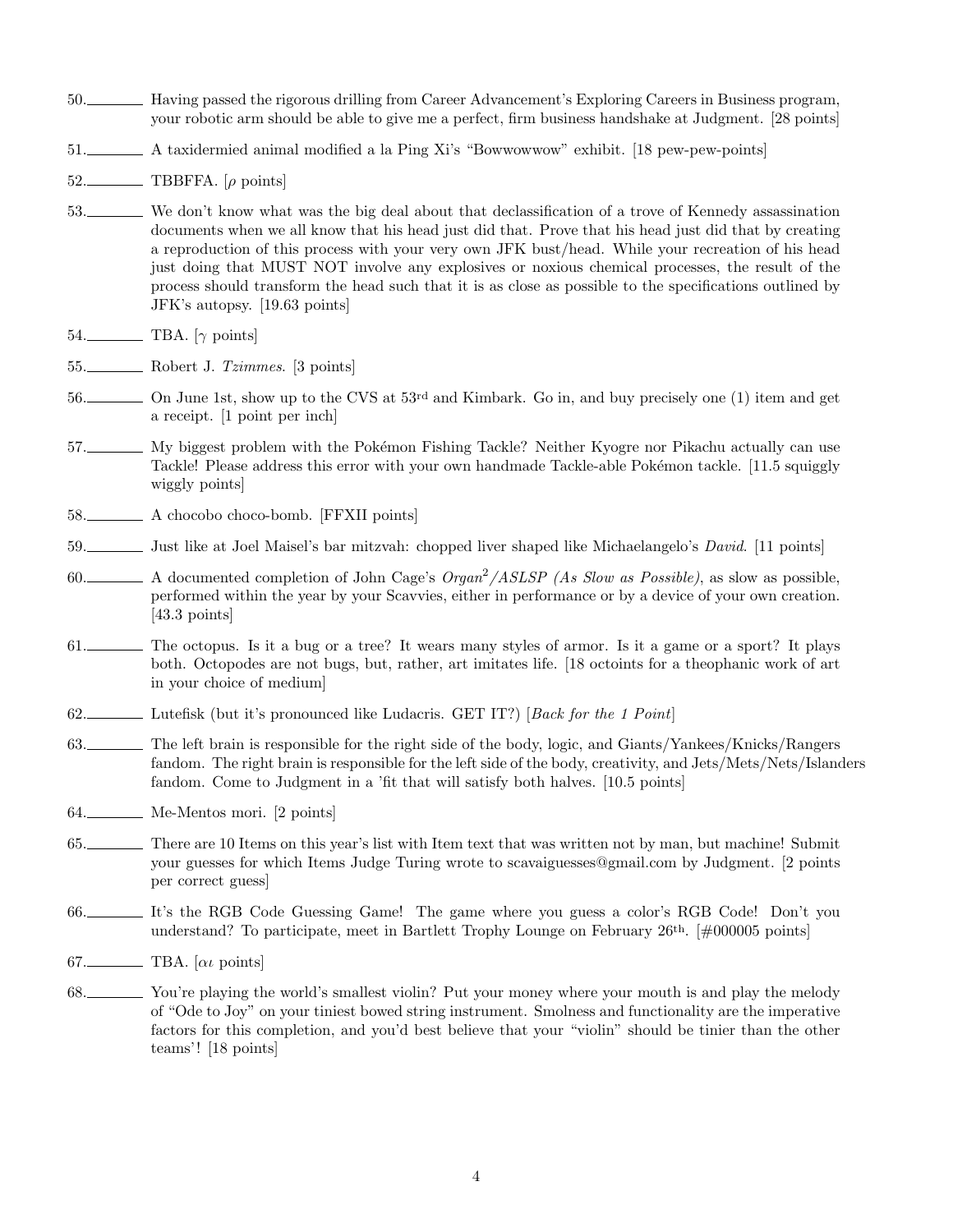50. ________ Having passed the rigorous drilling from Career Advancement's Exploring Careers in Business program, your robotic arm should be able to give me a perfect, firm business handshake at Judgment. [28 points]

51. ________ A taxidermied animal modified a la Ping Xi's "Bowwowwow" exhibit. [18 pew-pew-points]

52. ________ TBBFFA. [$\rho$ points]

53. ________ We don't know what was the big deal about that declassification of a trove of Kennedy assassination documents when we all know that his head just did that. Prove that his head just did that by creating a reproduction of this process with your very own JFK bust/head. While your recreation of his head just doing that MUST NOT involve any explosives or noxious chemical processes, the result of the process should transform the head such that it is as close as possible to the specifications outlined by JFK's autopsy. [19.63 points]

54. ________ TBA. [$\gamma$ points]

55. ________ Robert J. *Tzimmes*. [3 points]

56. ________ On June 1st, show up to the CVS at 53rd and Kimbark. Go in, and buy precisely one (1) item and get a receipt. [1 point per inch]

57. ________ My biggest problem with the Pokémon Fishing Tackle? Neither Kyogre nor Pikachu actually can use Tackle! Please address this error with your own handmade Tackle-able Pokémon tackle. [11.5 squiggly wiggly points]

58. ________ A chocobo choco-bomb. [FFXII points]

59. ________ Just like at Joel Maisel's bar mitzvah: chopped liver shaped like Michaelangelo's *David*. [11 points]

60. ________ A documented completion of John Cage's *Organ*$^2$*/ASLSP (As Slow as Possible)*, as slow as possible, performed within the year by your Scavvies, either in performance or by a device of your own creation. [43.3 points]

61. ________ The octopus. Is it a bug or a tree? It wears many styles of armor. Is it a game or a sport? It plays both. Octopodes are not bugs, but, rather, art imitates life. [18 octoints for a theophanic work of art in your choice of medium]

62. ________ Lutefisk (but it's pronounced like Ludacris. GET IT?) [*Back for the 1 Point*]

63. ________ The left brain is responsible for the right side of the body, logic, and Giants/Yankees/Knicks/Rangers fandom. The right brain is responsible for the left side of the body, creativity, and Jets/Mets/Nets/Islanders fandom. Come to Judgment in a 'fit that will satisfy both halves. [10.5 points]

64. ________ Me-Mentos mori. [2 points]

65. ________ There are 10 Items on this year's list with Item text that was written not by man, but machine! Submit your guesses for which Items Judge Turing wrote to scavaiguesses@gmail.com by Judgment. [2 points per correct guess]

66. ________ It's the RGB Code Guessing Game! The game where you guess a color's RGB Code! Don't you understand? To participate, meet in Bartlett Trophy Lounge on February 26th. [#000005 points]

67. ________ TBA. [$\alpha\iota$ points]

68. ________ You're playing the world's smallest violin? Put your money where your mouth is and play the melody of "Ode to Joy" on your tiniest bowed string instrument. Smolness and functionality are the imperative factors for this completion, and you'd best believe that your "violin" should be tinier than the other teams'! [18 points]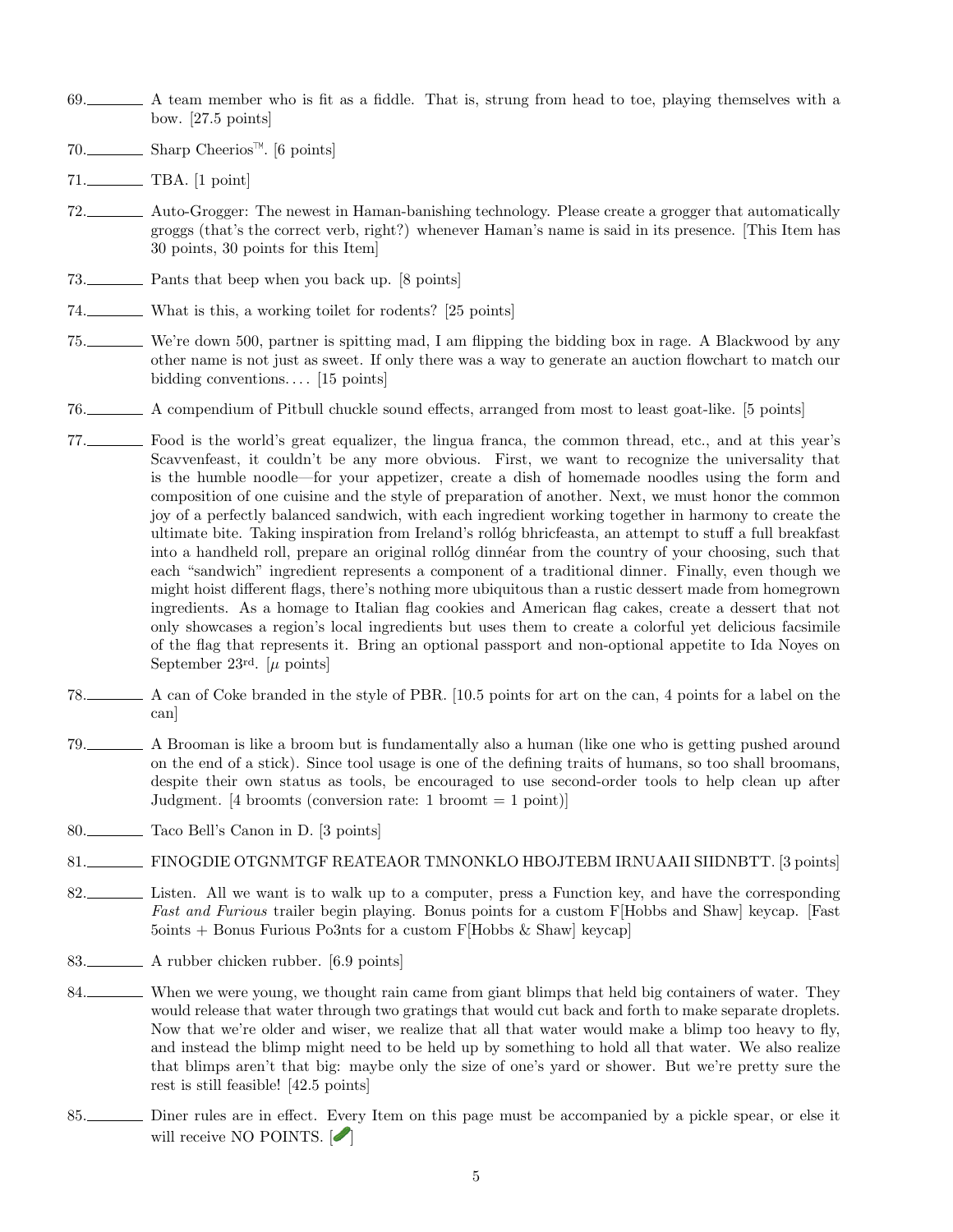69.\_\_\_\_\_\_\_\_ A team member who is fit as a fiddle. That is, strung from head to toe, playing themselves with a bow. [27.5 points]

70.\_\_\_\_\_\_\_\_ Sharp Cheerios™. [6 points]

71.\_\_\_\_\_\_\_\_ TBA. [1 point]

72.\_\_\_\_\_\_\_\_ Auto-Grogger: The newest in Haman-banishing technology. Please create a grogger that automatically groggs (that's the correct verb, right?) whenever Haman's name is said in its presence. [This Item has 30 points, 30 points for this Item]

73.\_\_\_\_\_\_\_\_ Pants that beep when you back up. [8 points]

74.\_\_\_\_\_\_\_\_ What is this, a working toilet for rodents? [25 points]

75.\_\_\_\_\_\_\_\_ We're down 500, partner is spitting mad, I am flipping the bidding box in rage. A Blackwood by any other name is not just as sweet. If only there was a way to generate an auction flowchart to match our bidding conventions.... [15 points]

76.\_\_\_\_\_\_\_\_ A compendium of Pitbull chuckle sound effects, arranged from most to least goat-like. [5 points]

77.\_\_\_\_\_\_\_\_ Food is the world's great equalizer, the lingua franca, the common thread, etc., and at this year's Scavvenfeast, it couldn't be any more obvious. First, we want to recognize the universality that is the humble noodle—for your appetizer, create a dish of homemade noodles using the form and composition of one cuisine and the style of preparation of another. Next, we must honor the common joy of a perfectly balanced sandwich, with each ingredient working together in harmony to create the ultimate bite. Taking inspiration from Ireland's rollóg bhricfeasta, an attempt to stuff a full breakfast into a handheld roll, prepare an original rollóg dinnéar from the country of your choosing, such that each "sandwich" ingredient represents a component of a traditional dinner. Finally, even though we might hoist different flags, there's nothing more ubiquitous than a rustic dessert made from homegrown ingredients. As a homage to Italian flag cookies and American flag cakes, create a dessert that not only showcases a region's local ingredients but uses them to create a colorful yet delicious facsimile of the flag that represents it. Bring an optional passport and non-optional appetite to Ida Noyes on September 23rd. [$\mu$ points]

78.\_\_\_\_\_\_\_\_ A can of Coke branded in the style of PBR. [10.5 points for art on the can, 4 points for a label on the can]

79.\_\_\_\_\_\_\_\_ A Brooman is like a broom but is fundamentally also a human (like one who is getting pushed around on the end of a stick). Since tool usage is one of the defining traits of humans, so too shall broomans, despite their own status as tools, be encouraged to use second-order tools to help clean up after Judgment. [4 broomts (conversion rate: 1 broomt = 1 point)]

80.\_\_\_\_\_\_\_\_ Taco Bell's Canon in D. [3 points]

81.\_\_\_\_\_\_\_\_ FINOGDIE OTGNMTGF REATEAOR TMNONKLO HBOJTEBM IRNUAAII SIIDNBTT. [3 points]

82.\_\_\_\_\_\_\_\_ Listen. All we want is to walk up to a computer, press a Function key, and have the corresponding *Fast and Furious* trailer begin playing. Bonus points for a custom F[Hobbs and Shaw] keycap. [Fast 5oints + Bonus Furious Po3nts for a custom F[Hobbs & Shaw] keycap]

83.\_\_\_\_\_\_\_\_ A rubber chicken rubber. [6.9 points]

84.\_\_\_\_\_\_\_\_ When we were young, we thought rain came from giant blimps that held big containers of water. They would release that water through two gratings that would cut back and forth to make separate droplets. Now that we're older and wiser, we realize that all that water would make a blimp too heavy to fly, and instead the blimp might need to be held up by something to hold all that water. We also realize that blimps aren't that big: maybe only the size of one's yard or shower. But we're pretty sure the rest is still feasible! [42.5 points]

85.\_\_\_\_\_\_\_\_ Diner rules are in effect. Every Item on this page must be accompanied by a pickle spear, or else it will receive NO POINTS. [🥒]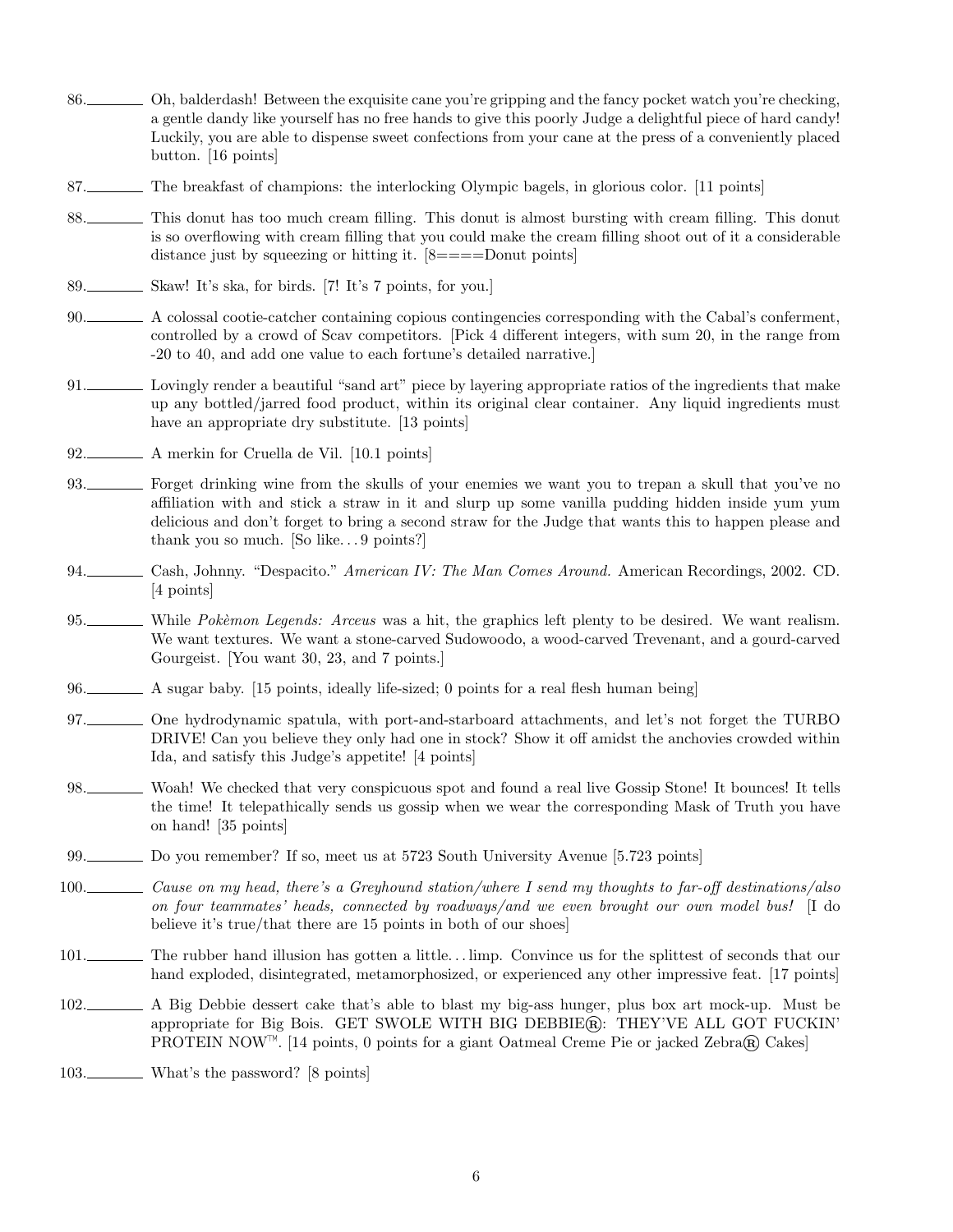86.________ Oh, balderdash! Between the exquisite cane you're gripping and the fancy pocket watch you're checking, a gentle dandy like yourself has no free hands to give this poorly Judge a delightful piece of hard candy! Luckily, you are able to dispense sweet confections from your cane at the press of a conveniently placed button. [16 points]

87.________ The breakfast of champions: the interlocking Olympic bagels, in glorious color. [11 points]

88.________ This donut has too much cream filling. This donut is almost bursting with cream filling. This donut is so overflowing with cream filling that you could make the cream filling shoot out of it a considerable distance just by squeezing or hitting it. [8====Donut points]

89.________ Skaw! It's ska, for birds. [7! It's 7 points, for you.]

90.________ A colossal cootie-catcher containing copious contingencies corresponding with the Cabal's conferment, controlled by a crowd of Scav competitors. [Pick 4 different integers, with sum 20, in the range from -20 to 40, and add one value to each fortune's detailed narrative.]

91.________ Lovingly render a beautiful "sand art" piece by layering appropriate ratios of the ingredients that make up any bottled/jarred food product, within its original clear container. Any liquid ingredients must have an appropriate dry substitute. [13 points]

92.________ A merkin for Cruella de Vil. [10.1 points]

93.________ Forget drinking wine from the skulls of your enemies we want you to trepan a skull that you've no affiliation with and stick a straw in it and slurp up some vanilla pudding hidden inside yum yum delicious and don't forget to bring a second straw for the Judge that wants this to happen please and thank you so much. [So like. . . 9 points?]

94.________ Cash, Johnny. "Despacito." *American IV: The Man Comes Around.* American Recordings, 2002. CD. [4 points]

95.________ While *Pokèmon Legends: Arceus* was a hit, the graphics left plenty to be desired. We want realism. We want textures. We want a stone-carved Sudowoodo, a wood-carved Trevenant, and a gourd-carved Gourgeist. [You want 30, 23, and 7 points.]

96.________ A sugar baby. [15 points, ideally life-sized; 0 points for a real flesh human being]

97.________ One hydrodynamic spatula, with port-and-starboard attachments, and let's not forget the TURBO DRIVE! Can you believe they only had one in stock? Show it off amidst the anchovies crowded within Ida, and satisfy this Judge's appetite! [4 points]

98.________ Woah! We checked that very conspicuous spot and found a real live Gossip Stone! It bounces! It tells the time! It telepathically sends us gossip when we wear the corresponding Mask of Truth you have on hand! [35 points]

99.________ Do you remember? If so, meet us at 5723 South University Avenue [5.723 points]

100.________ *Cause on my head, there's a Greyhound station/where I send my thoughts to far-off destinations/also on four teammates' heads, connected by roadways/and we even brought our own model bus!* [I do believe it's true/that there are 15 points in both of our shoes]

101.________ The rubber hand illusion has gotten a little. . . limp. Convince us for the splittest of seconds that our hand exploded, disintegrated, metamorphosized, or experienced any other impressive feat. [17 points]

102.________ A Big Debbie dessert cake that's able to blast my big-ass hunger, plus box art mock-up. Must be appropriate for Big Bois. GET SWOLE WITH BIG DEBBIE®: THEY'VE ALL GOT FUCKIN' PROTEIN NOW™. [14 points, 0 points for a giant Oatmeal Creme Pie or jacked Zebra® Cakes]

103.________ What's the password? [8 points]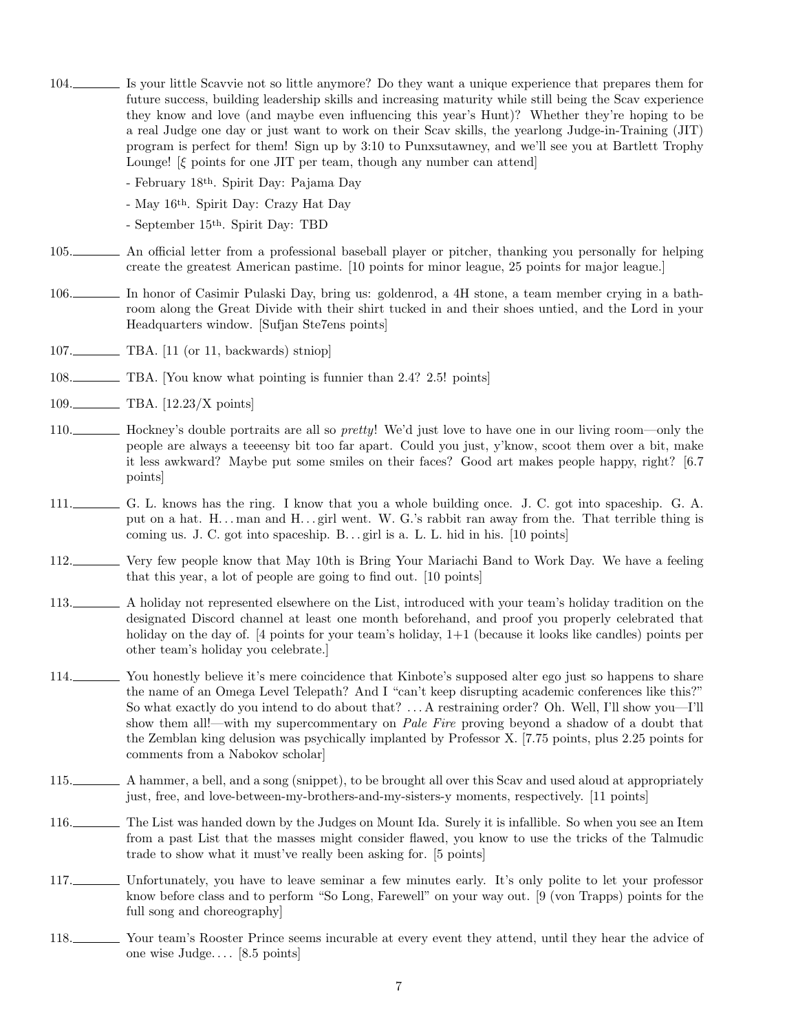104.\_\_\_\_\_\_\_ Is your little Scavvie not so little anymore? Do they want a unique experience that prepares them for future success, building leadership skills and increasing maturity while still being the Scav experience they know and love (and maybe even influencing this year's Hunt)? Whether they're hoping to be a real Judge one day or just want to work on their Scav skills, the yearlong Judge-in-Training (JIT) program is perfect for them! Sign up by 3:10 to Punxsutawney, and we'll see you at Bartlett Trophy Lounge! [$\xi$ points for one JIT per team, though any number can attend]

- February 18th. Spirit Day: Pajama Day
- May 16th. Spirit Day: Crazy Hat Day
- September 15th. Spirit Day: TBD

105.\_\_\_\_\_\_\_ An official letter from a professional baseball player or pitcher, thanking you personally for helping create the greatest American pastime. [10 points for minor league, 25 points for major league.]

106.\_\_\_\_\_\_\_ In honor of Casimir Pulaski Day, bring us: goldenrod, a 4H stone, a team member crying in a bathroom along the Great Divide with their shirt tucked in and their shoes untied, and the Lord in your Headquarters window. [Sufjan Ste7ens points]

107.\_\_\_\_\_\_\_ TBA. [11 (or 11, backwards) stniop]

108.\_\_\_\_\_\_\_ TBA. [You know what pointing is funnier than 2.4? 2.5! points]

109.\_\_\_\_\_\_\_ TBA. [12.23/X points]

110.\_\_\_\_\_\_\_ Hockney's double portraits are all so *pretty*! We'd just love to have one in our living room—only the people are always a teeeensy bit too far apart. Could you just, y'know, scoot them over a bit, make it less awkward? Maybe put some smiles on their faces? Good art makes people happy, right? [6.7 points]

111.\_\_\_\_\_\_\_ G. L. knows has the ring. I know that you a whole building once. J. C. got into spaceship. G. A. put on a hat. H... man and H... girl went. W. G.'s rabbit ran away from the. That terrible thing is coming us. J. C. got into spaceship. B... girl is a. L. L. hid in his. [10 points]

112.\_\_\_\_\_\_\_ Very few people know that May 10th is Bring Your Mariachi Band to Work Day. We have a feeling that this year, a lot of people are going to find out. [10 points]

113.\_\_\_\_\_\_\_ A holiday not represented elsewhere on the List, introduced with your team's holiday tradition on the designated Discord channel at least one month beforehand, and proof you properly celebrated that holiday on the day of. [4 points for your team's holiday, 1+1 (because it looks like candles) points per other team's holiday you celebrate.]

114.\_\_\_\_\_\_\_ You honestly believe it's mere coincidence that Kinbote's supposed alter ego just so happens to share the name of an Omega Level Telepath? And I "can't keep disrupting academic conferences like this?" So what exactly do you intend to do about that? ... A restraining order? Oh. Well, I'll show you—I'll show them all!—with my supercommentary on *Pale Fire* proving beyond a shadow of a doubt that the Zemblan king delusion was psychically implanted by Professor X. [7.75 points, plus 2.25 points for comments from a Nabokov scholar]

115.\_\_\_\_\_\_\_ A hammer, a bell, and a song (snippet), to be brought all over this Scav and used aloud at appropriately just, free, and love-between-my-brothers-and-my-sisters-y moments, respectively. [11 points]

116.\_\_\_\_\_\_\_ The List was handed down by the Judges on Mount Ida. Surely it is infallible. So when you see an Item from a past List that the masses might consider flawed, you know to use the tricks of the Talmudic trade to show what it must've really been asking for. [5 points]

117.\_\_\_\_\_\_\_ Unfortunately, you have to leave seminar a few minutes early. It's only polite to let your professor know before class and to perform "So Long, Farewell" on your way out. [9 (von Trapps) points for the full song and choreography]

118.\_\_\_\_\_\_\_ Your team's Rooster Prince seems incurable at every event they attend, until they hear the advice of one wise Judge.... [8.5 points]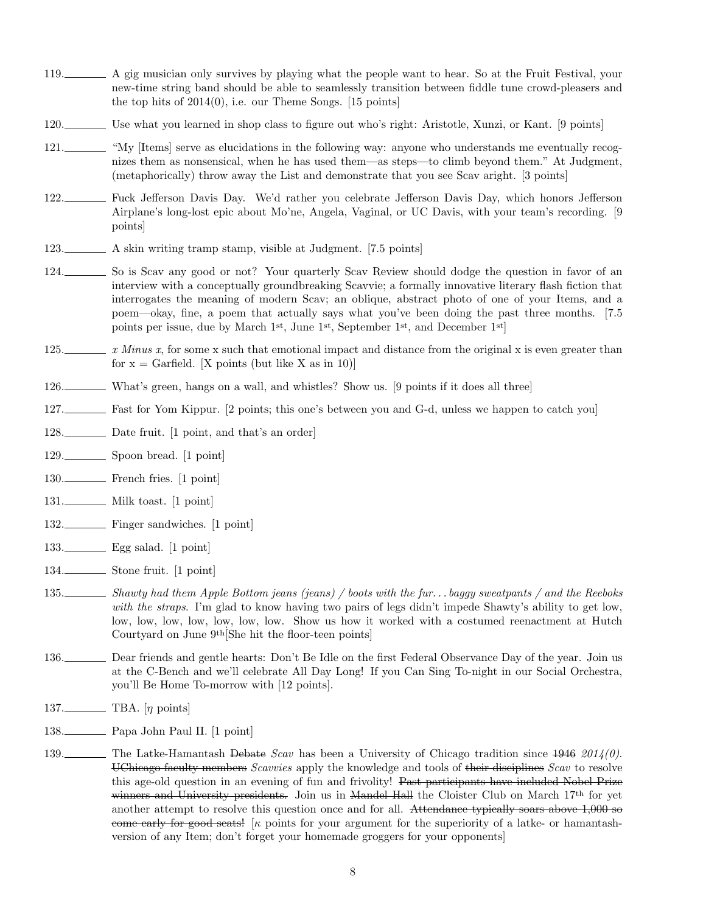119.________ A gig musician only survives by playing what the people want to hear. So at the Fruit Festival, your new-time string band should be able to seamlessly transition between fiddle tune crowd-pleasers and the top hits of 2014(0), i.e. our Theme Songs. [15 points]

120.________ Use what you learned in shop class to figure out who's right: Aristotle, Xunzi, or Kant. [9 points]

121.________ "My [Items] serve as elucidations in the following way: anyone who understands me eventually recognizes them as nonsensical, when he has used them—as steps—to climb beyond them." At Judgment, (metaphorically) throw away the List and demonstrate that you see Scav aright. [3 points]

122.________ Fuck Jefferson Davis Day. We'd rather you celebrate Jefferson Davis Day, which honors Jefferson Airplane's long-lost epic about Mo'ne, Angela, Vaginal, or UC Davis, with your team's recording. [9 points]

123.________ A skin writing tramp stamp, visible at Judgment. [7.5 points]

124.________ So is Scav any good or not? Your quarterly Scav Review should dodge the question in favor of an interview with a conceptually groundbreaking Scavvie; a formally innovative literary flash fiction that interrogates the meaning of modern Scav; an oblique, abstract photo of one of your Items, and a poem—okay, fine, a poem that actually says what you've been doing the past three months. [7.5 points per issue, due by March 1st, June 1st, September 1st, and December 1st]

125.________ *x Minus x*, for some x such that emotional impact and distance from the original x is even greater than for x = Garfield. [X points (but like X as in 10)]

126.________ What's green, hangs on a wall, and whistles? Show us. [9 points if it does all three]

127.________ Fast for Yom Kippur. [2 points; this one's between you and G-d, unless we happen to catch you]

128.________ Date fruit. [1 point, and that's an order]

129.________ Spoon bread. [1 point]

130.________ French fries. [1 point]

131.________ Milk toast. [1 point]

132.________ Finger sandwiches. [1 point]

133.________ Egg salad. [1 point]

134.________ Stone fruit. [1 point]

135.________ *Shawty had them Apple Bottom jeans (jeans) / boots with the fur... baggy sweatpants / and the Reeboks with the straps*. I'm glad to know having two pairs of legs didn't impede Shawty's ability to get low, low, low, low, low, low, low, low. Show us how it worked with a costumed reenactment at Hutch Courtyard on June 9th[She hit the floor-teen points]

136.________ Dear friends and gentle hearts: Don't Be Idle on the first Federal Observance Day of the year. Join us at the C-Bench and we'll celebrate All Day Long! If you Can Sing To-night in our Social Orchestra, you'll Be Home To-morrow with [12 points].

137.________ TBA. [$\eta$ points]

138.________ Papa John Paul II. [1 point]

139.________ The Latke-Hamantash ~~Debate~~ *Scav* has been a University of Chicago tradition since ~~1946~~ *2014(0)*. ~~UChicago faculty members~~ *Scavvies* apply the knowledge and tools of ~~their disciplines~~ *Scav* to resolve this age-old question in an evening of fun and frivolity! ~~Past participants have included Nobel Prize winners and University presidents.~~ Join us in ~~Mandel Hall~~ the Cloister Club on March 17th for yet another attempt to resolve this question once and for all. ~~Attendance typically soars above 1,000 so come early for good seats!~~ [$\kappa$ points for your argument for the superiority of a latke- or hamantash-version of any Item; don't forget your homemade groggers for your opponents]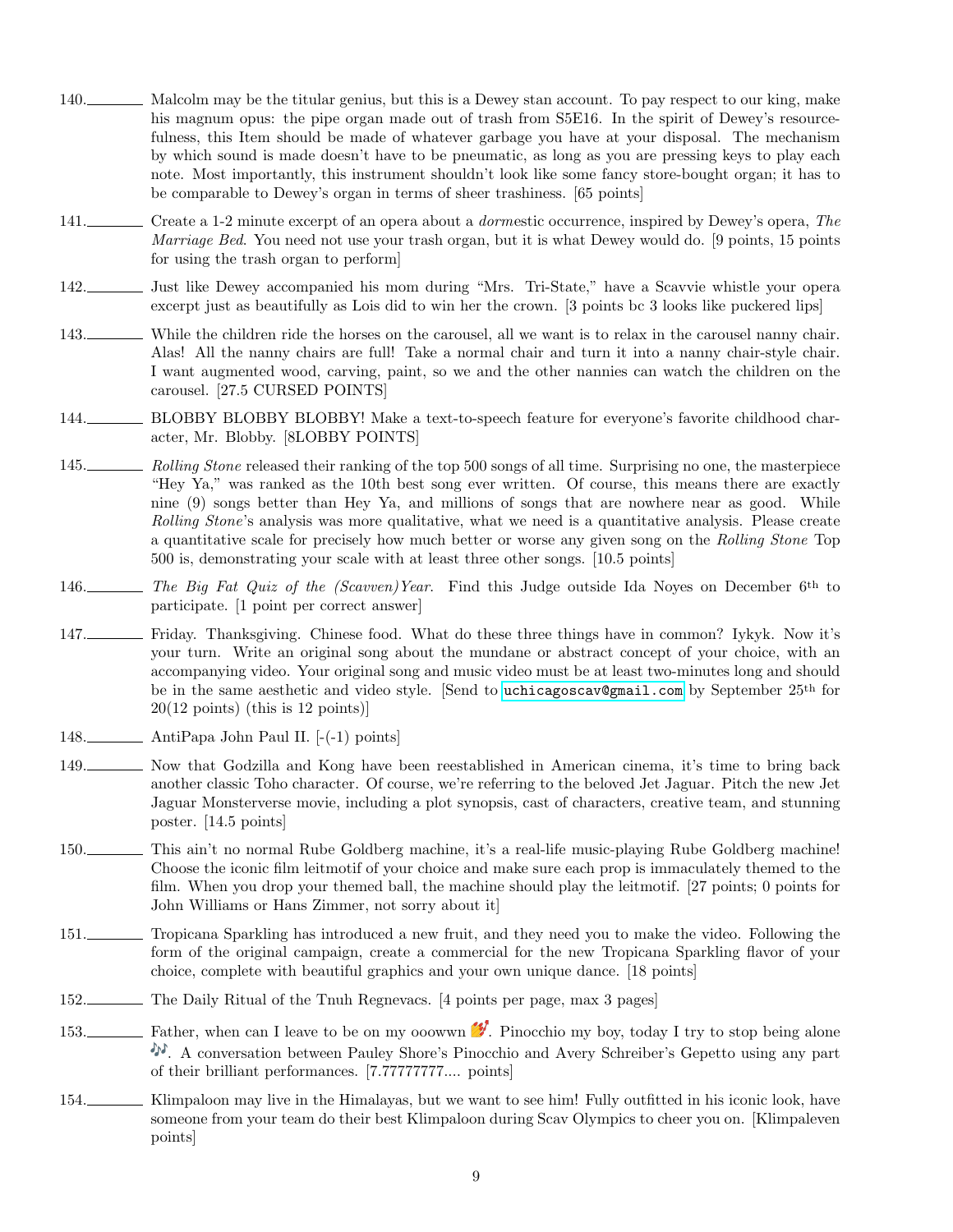140.\_\_\_\_\_\_\_\_ Malcolm may be the titular genius, but this is a Dewey stan account. To pay respect to our king, make his magnum opus: the pipe organ made out of trash from S5E16. In the spirit of Dewey's resourcefulness, this Item should be made of whatever garbage you have at your disposal. The mechanism by which sound is made doesn't have to be pneumatic, as long as you are pressing keys to play each note. Most importantly, this instrument shouldn't look like some fancy store-bought organ; it has to be comparable to Dewey's organ in terms of sheer trashiness. [65 points]

141.\_\_\_\_\_\_\_\_ Create a 1-2 minute excerpt of an opera about a *dorm*estic occurrence, inspired by Dewey's opera, *The Marriage Bed*. You need not use your trash organ, but it is what Dewey would do. [9 points, 15 points for using the trash organ to perform]

142.\_\_\_\_\_\_\_\_ Just like Dewey accompanied his mom during "Mrs. Tri-State," have a Scavvie whistle your opera excerpt just as beautifully as Lois did to win her the crown. [3 points bc 3 looks like puckered lips]

143.\_\_\_\_\_\_\_\_ While the children ride the horses on the carousel, all we want is to relax in the carousel nanny chair. Alas! All the nanny chairs are full! Take a normal chair and turn it into a nanny chair-style chair. I want augmented wood, carving, paint, so we and the other nannies can watch the children on the carousel. [27.5 CURSED POINTS]

144.\_\_\_\_\_\_\_\_ BLOBBY BLOBBY BLOBBY! Make a text-to-speech feature for everyone's favorite childhood character, Mr. Blobby. [8LOBBY POINTS]

145.\_\_\_\_\_\_\_\_ *Rolling Stone* released their ranking of the top 500 songs of all time. Surprising no one, the masterpiece "Hey Ya," was ranked as the 10th best song ever written. Of course, this means there are exactly nine (9) songs better than Hey Ya, and millions of songs that are nowhere near as good. While *Rolling Stone*'s analysis was more qualitative, what we need is a quantitative analysis. Please create a quantitative scale for precisely how much better or worse any given song on the *Rolling Stone* Top 500 is, demonstrating your scale with at least three other songs. [10.5 points]

146.\_\_\_\_\_\_\_\_ *The Big Fat Quiz of the (Scavven)Year.* Find this Judge outside Ida Noyes on December 6th to participate. [1 point per correct answer]

147.\_\_\_\_\_\_\_\_ Friday. Thanksgiving. Chinese food. What do these three things have in common? Iykyk. Now it's your turn. Write an original song about the mundane or abstract concept of your choice, with an accompanying video. Your original song and music video must be at least two-minutes long and should be in the same aesthetic and video style. [Send to uchicagoscav@gmail.com by September 25th for 20(12 points) (this is 12 points)]

148.\_\_\_\_\_\_\_\_ AntiPapa John Paul II. [-(-1) points]

149.\_\_\_\_\_\_\_\_ Now that Godzilla and Kong have been reestablished in American cinema, it's time to bring back another classic Toho character. Of course, we're referring to the beloved Jet Jaguar. Pitch the new Jet Jaguar Monsterverse movie, including a plot synopsis, cast of characters, creative team, and stunning poster. [14.5 points]

150.\_\_\_\_\_\_\_\_ This ain't no normal Rube Goldberg machine, it's a real-life music-playing Rube Goldberg machine! Choose the iconic film leitmotif of your choice and make sure each prop is immaculately themed to the film. When you drop your themed ball, the machine should play the leitmotif. [27 points; 0 points for John Williams or Hans Zimmer, not sorry about it]

151.\_\_\_\_\_\_\_\_ Tropicana Sparkling has introduced a new fruit, and they need you to make the video. Following the form of the original campaign, create a commercial for the new Tropicana Sparkling flavor of your choice, complete with beautiful graphics and your own unique dance. [18 points]

152.\_\_\_\_\_\_\_\_ The Daily Ritual of the Tnuh Regnevacs. [4 points per page, max 3 pages]

153.\_\_\_\_\_\_\_\_ Father, when can I leave to be on my ooowwn 💘. Pinocchio my boy, today I try to stop being alone 🎶. A conversation between Pauley Shore's Pinocchio and Avery Schreiber's Gepetto using any part of their brilliant performances. [7.77777777.... points]

154.\_\_\_\_\_\_\_\_ Klimpaloon may live in the Himalayas, but we want to see him! Fully outfitted in his iconic look, have someone from your team do their best Klimpaloon during Scav Olympics to cheer you on. [Klimpaleven points]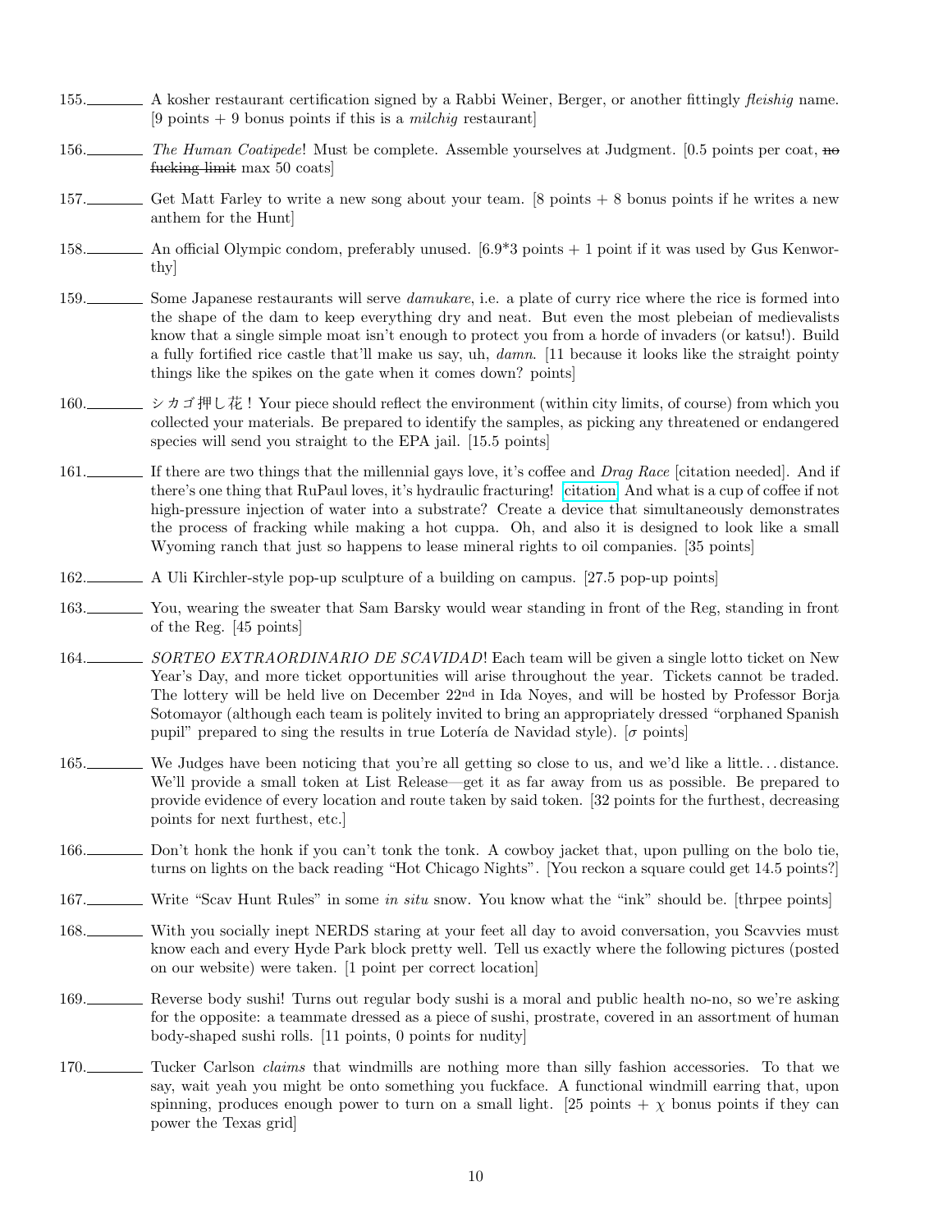155.\_\_\_\_\_\_\_ A kosher restaurant certification signed by a Rabbi Weiner, Berger, or another fittingly *fleishig* name. [9 points + 9 bonus points if this is a *milchig* restaurant]

156.\_\_\_\_\_\_\_ *The Human Coatipede*! Must be complete. Assemble yourselves at Judgment. [0.5 points per coat, ~~no fucking limit~~ max 50 coats]

157.\_\_\_\_\_\_\_ Get Matt Farley to write a new song about your team. [8 points + 8 bonus points if he writes a new anthem for the Hunt]

158.\_\_\_\_\_\_\_ An official Olympic condom, preferably unused. [6.9*3 points + 1 point if it was used by Gus Kenworthy]

159.\_\_\_\_\_\_\_ Some Japanese restaurants will serve *damukare*, i.e. a plate of curry rice where the rice is formed into the shape of the dam to keep everything dry and neat. But even the most plebeian of medievalists know that a single simple moat isn't enough to protect you from a horde of invaders (or katsu!). Build a fully fortified rice castle that'll make us say, uh, *damn*. [11 because it looks like the straight pointy things like the spikes on the gate when it comes down? points]

160.\_\_\_\_\_\_\_ シカゴ押し花！Your piece should reflect the environment (within city limits, of course) from which you collected your materials. Be prepared to identify the samples, as picking any threatened or endangered species will send you straight to the EPA jail. [15.5 points]

161.\_\_\_\_\_\_\_ If there are two things that the millennial gays love, it's coffee and *Drag Race* [citation needed]. And if there's one thing that RuPaul loves, it's hydraulic fracturing! [citation] And what is a cup of coffee if not high-pressure injection of water into a substrate? Create a device that simultaneously demonstrates the process of fracking while making a hot cuppa. Oh, and also it is designed to look like a small Wyoming ranch that just so happens to lease mineral rights to oil companies. [35 points]

162.\_\_\_\_\_\_\_ A Uli Kirchler-style pop-up sculpture of a building on campus. [27.5 pop-up points]

163.\_\_\_\_\_\_\_ You, wearing the sweater that Sam Barsky would wear standing in front of the Reg, standing in front of the Reg. [45 points]

164.\_\_\_\_\_\_\_ *SORTEO EXTRAORDINARIO DE SCAVIDAD*! Each team will be given a single lotto ticket on New Year's Day, and more ticket opportunities will arise throughout the year. Tickets cannot be traded. The lottery will be held live on December 22nd in Ida Noyes, and will be hosted by Professor Borja Sotomayor (although each team is politely invited to bring an appropriately dressed "orphaned Spanish pupil" prepared to sing the results in true Lotería de Navidad style). [$\sigma$ points]

165.\_\_\_\_\_\_\_ We Judges have been noticing that you're all getting so close to us, and we'd like a little... distance. We'll provide a small token at List Release—get it as far away from us as possible. Be prepared to provide evidence of every location and route taken by said token. [32 points for the furthest, decreasing points for next furthest, etc.]

166.\_\_\_\_\_\_\_ Don't honk the honk if you can't tonk the tonk. A cowboy jacket that, upon pulling on the bolo tie, turns on lights on the back reading "Hot Chicago Nights". [You reckon a square could get 14.5 points?]

167.\_\_\_\_\_\_\_ Write "Scav Hunt Rules" in some *in situ* snow. You know what the "ink" should be. [thrpee points]

168.\_\_\_\_\_\_\_ With you socially inept NERDS staring at your feet all day to avoid conversation, you Scavvies must know each and every Hyde Park block pretty well. Tell us exactly where the following pictures (posted on our website) were taken. [1 point per correct location]

169.\_\_\_\_\_\_\_ Reverse body sushi! Turns out regular body sushi is a moral and public health no-no, so we're asking for the opposite: a teammate dressed as a piece of sushi, prostrate, covered in an assortment of human body-shaped sushi rolls. [11 points, 0 points for nudity]

170.\_\_\_\_\_\_\_ Tucker Carlson *claims* that windmills are nothing more than silly fashion accessories. To that we say, wait yeah you might be onto something you fuckface. A functional windmill earring that, upon spinning, produces enough power to turn on a small light. [25 points + $\chi$ bonus points if they can power the Texas grid]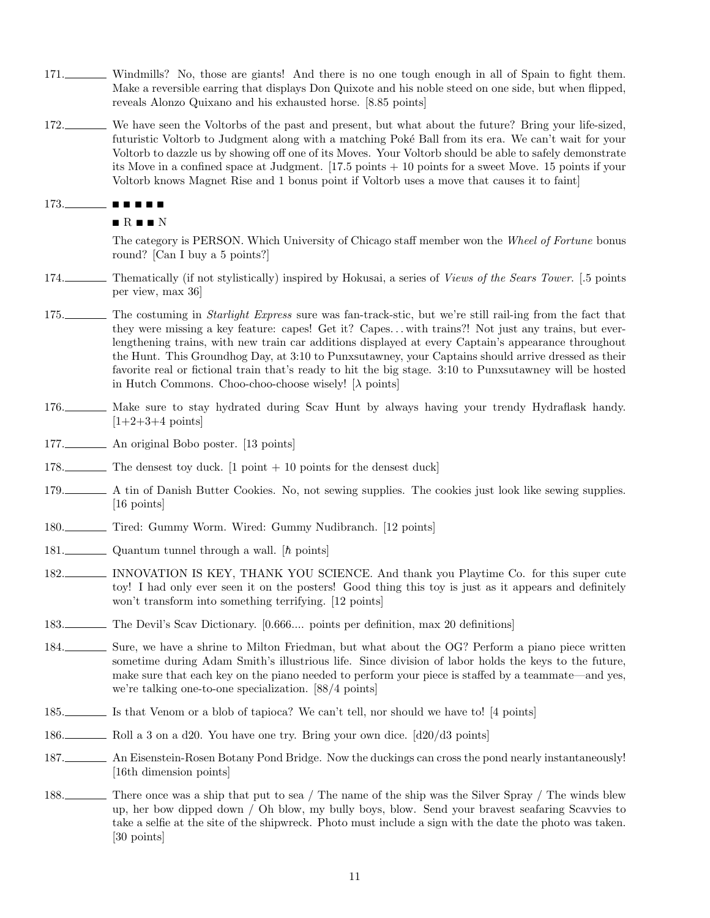171.________ Windmills? No, those are giants! And there is no one tough enough in all of Spain to fight them. Make a reversible earring that displays Don Quixote and his noble steed on one side, but when flipped, reveals Alonzo Quixano and his exhausted horse. [8.85 points]

172.________ We have seen the Voltorbs of the past and present, but what about the future? Bring your life-sized, futuristic Voltorb to Judgment along with a matching Poké Ball from its era. We can't wait for your Voltorb to dazzle us by showing off one of its Moves. Your Voltorb should be able to safely demonstrate its Move in a confined space at Judgment. [17.5 points + 10 points for a sweet Move. 15 points if your Voltorb knows Magnet Rise and 1 bonus point if Voltorb uses a move that causes it to faint]

173.________ ■ ■ ■ ■ ■

■ R ■ ■ N

The category is PERSON. Which University of Chicago staff member won the *Wheel of Fortune* bonus round? [Can I buy a 5 points?]

174.________ Thematically (if not stylistically) inspired by Hokusai, a series of *Views of the Sears Tower*. [.5 points per view, max 36]

175.________ The costuming in *Starlight Express* sure was fan-track-stic, but we're still rail-ing from the fact that they were missing a key feature: capes! Get it? Capes. . . with trains?! Not just any trains, but ever-lengthening trains, with new train car additions displayed at every Captain's appearance throughout the Hunt. This Groundhog Day, at 3:10 to Punxsutawney, your Captains should arrive dressed as their favorite real or fictional train that's ready to hit the big stage. 3:10 to Punxsutawney will be hosted in Hutch Commons. Choo-choo-choose wisely! [$\lambda$ points]

176.________ Make sure to stay hydrated during Scav Hunt by always having your trendy Hydraflask handy. [1+2+3+4 points]

177.________ An original Bobo poster. [13 points]

178.________ The densest toy duck. [1 point + 10 points for the densest duck]

179.________ A tin of Danish Butter Cookies. No, not sewing supplies. The cookies just look like sewing supplies. [16 points]

180.________ Tired: Gummy Worm. Wired: Gummy Nudibranch. [12 points]

181.________ Quantum tunnel through a wall. [$\hbar$ points]

182.________ INNOVATION IS KEY, THANK YOU SCIENCE. And thank you Playtime Co. for this super cute toy! I had only ever seen it on the posters! Good thing this toy is just as it appears and definitely won't transform into something terrifying. [12 points]

183.________ The Devil's Scav Dictionary. [0.666.... points per definition, max 20 definitions]

184.________ Sure, we have a shrine to Milton Friedman, but what about the OG? Perform a piano piece written sometime during Adam Smith's illustrious life. Since division of labor holds the keys to the future, make sure that each key on the piano needed to perform your piece is staffed by a teammate—and yes, we're talking one-to-one specialization. [88/4 points]

185.________ Is that Venom or a blob of tapioca? We can't tell, nor should we have to! [4 points]

186.________ Roll a 3 on a d20. You have one try. Bring your own dice. [d20/d3 points]

187.________ An Eisenstein-Rosen Botany Pond Bridge. Now the duckings can cross the pond nearly instantaneously! [16th dimension points]

188.________ There once was a ship that put to sea / The name of the ship was the Silver Spray / The winds blew up, her bow dipped down / Oh blow, my bully boys, blow. Send your bravest seafaring Scavvies to take a selfie at the site of the shipwreck. Photo must include a sign with the date the photo was taken. [30 points]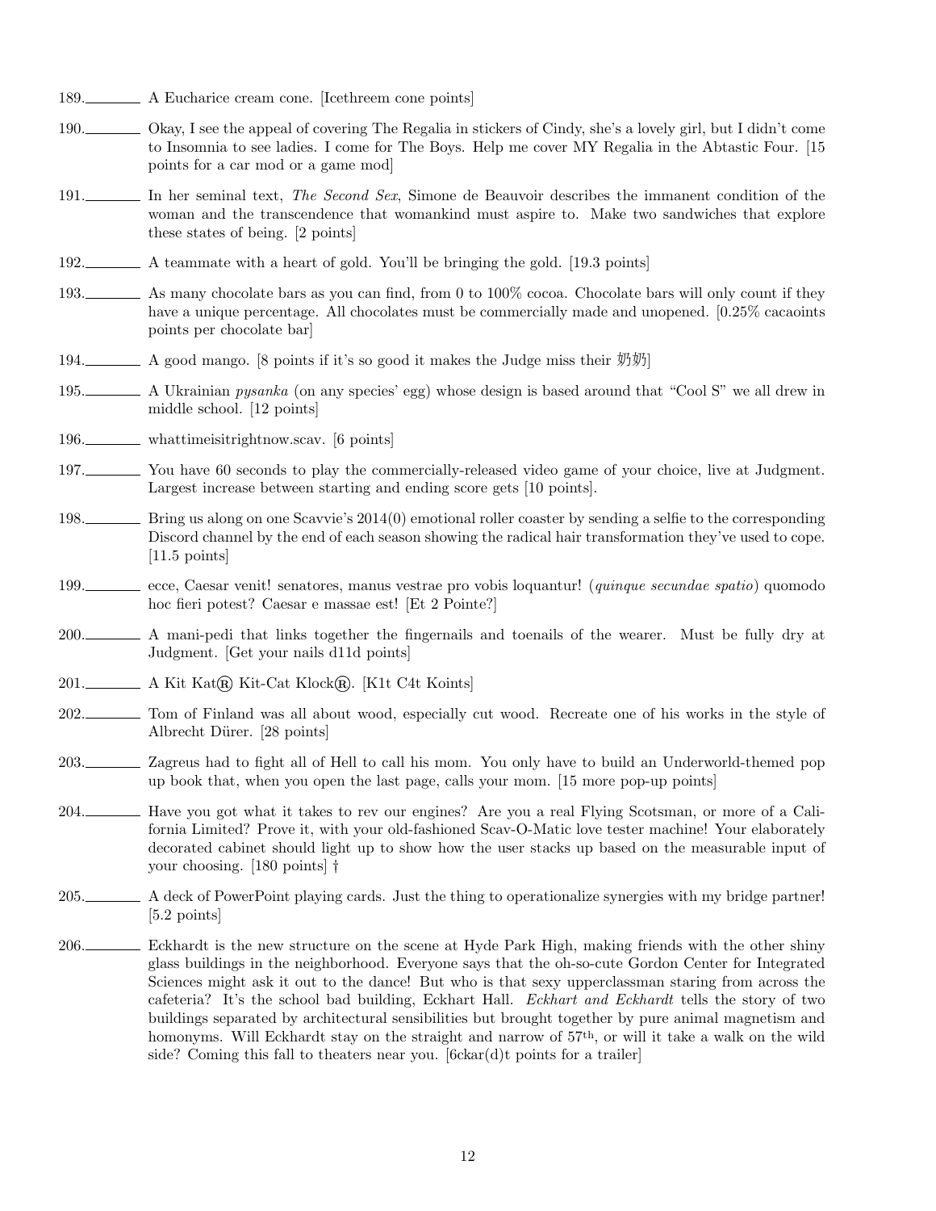189.________ A Eucharice cream cone. [Icethreem cone points]

190.________ Okay, I see the appeal of covering The Regalia in stickers of Cindy, she's a lovely girl, but I didn't come to Insomnia to see ladies. I come for The Boys. Help me cover MY Regalia in the Abtastic Four. [15 points for a car mod or a game mod]

191.________ In her seminal text, *The Second Sex*, Simone de Beauvoir describes the immanent condition of the woman and the transcendence that womankind must aspire to. Make two sandwiches that explore these states of being. [2 points]

192.________ A teammate with a heart of gold. You'll be bringing the gold. [19.3 points]

193.________ As many chocolate bars as you can find, from 0 to 100% cocoa. Chocolate bars will only count if they have a unique percentage. All chocolates must be commercially made and unopened. [0.25% cacaoints points per chocolate bar]

194.________ A good mango. [8 points if it's so good it makes the Judge miss their 奶奶]

195.________ A Ukrainian *pysanka* (on any species' egg) whose design is based around that "Cool S" we all drew in middle school. [12 points]

196.________ whattimeisitrightnow.scav. [6 points]

197.________ You have 60 seconds to play the commercially-released video game of your choice, live at Judgment. Largest increase between starting and ending score gets [10 points].

198.________ Bring us along on one Scavvie's 2014(0) emotional roller coaster by sending a selfie to the corresponding Discord channel by the end of each season showing the radical hair transformation they've used to cope. [11.5 points]

199.________ ecce, Caesar venit! senatores, manus vestrae pro vobis loquantur! (*quinque secundae spatio*) quomodo hoc fieri potest? Caesar e massae est! [Et 2 Pointe?]

200.________ A mani-pedi that links together the fingernails and toenails of the wearer. Must be fully dry at Judgment. [Get your nails d11d points]

201.________ A Kit Kat® Kit-Cat Klock®. [K1t C4t Koints]

202.________ Tom of Finland was all about wood, especially cut wood. Recreate one of his works in the style of Albrecht Dürer. [28 points]

203.________ Zagreus had to fight all of Hell to call his mom. You only have to build an Underworld-themed pop up book that, when you open the last page, calls your mom. [15 more pop-up points]

204.________ Have you got what it takes to rev our engines? Are you a real Flying Scotsman, or more of a California Limited? Prove it, with your old-fashioned Scav-O-Matic love tester machine! Your elaborately decorated cabinet should light up to show how the user stacks up based on the measurable input of your choosing. [180 points] †

205.________ A deck of PowerPoint playing cards. Just the thing to operationalize synergies with my bridge partner! [5.2 points]

206.________ Eckhardt is the new structure on the scene at Hyde Park High, making friends with the other shiny glass buildings in the neighborhood. Everyone says that the oh-so-cute Gordon Center for Integrated Sciences might ask it out to the dance! But who is that sexy upperclassman staring from across the cafeteria? It's the school bad building, Eckhart Hall. *Eckhart and Eckhardt* tells the story of two buildings separated by architectural sensibilities but brought together by pure animal magnetism and homonyms. Will Eckhardt stay on the straight and narrow of 57th, or will it take a walk on the wild side? Coming this fall to theaters near you. [6ckar(d)t points for a trailer]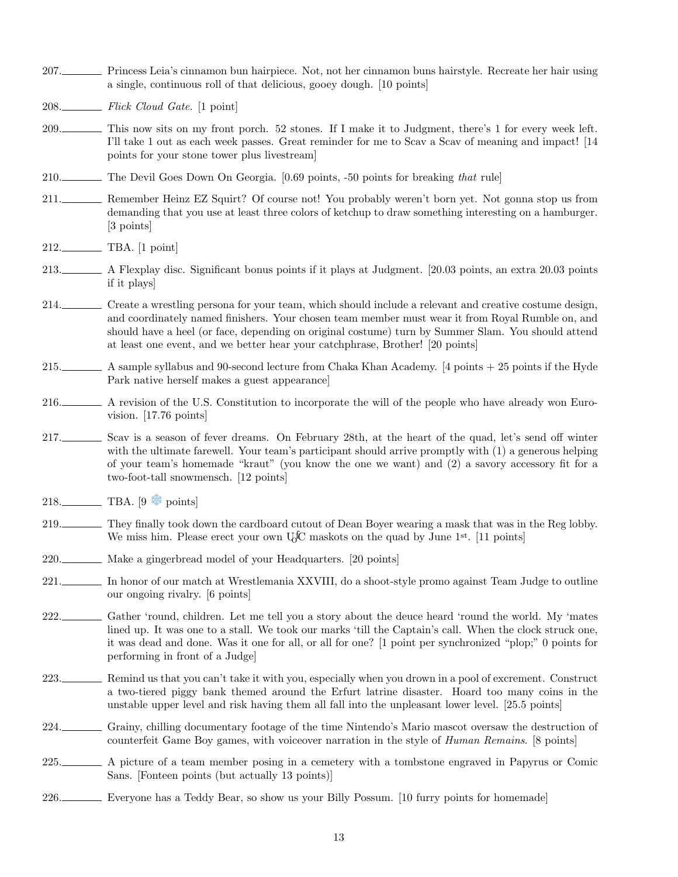207.________ Princess Leia's cinnamon bun hairpiece. Not, not her cinnamon buns hairstyle. Recreate her hair using a single, continuous roll of that delicious, gooey dough. [10 points]

208.________ *Flick Cloud Gate.* [1 point]

209.________ This now sits on my front porch. 52 stones. If I make it to Judgment, there's 1 for every week left. I'll take 1 out as each week passes. Great reminder for me to Scav a Scav of meaning and impact! [14 points for your stone tower plus livestream]

210.________ The Devil Goes Down On Georgia. [0.69 points, -50 points for breaking *that* rule]

211.________ Remember Heinz EZ Squirt? Of course not! You probably weren't born yet. Not gonna stop us from demanding that you use at least three colors of ketchup to draw something interesting on a hamburger. [3 points]

212.________ TBA. [1 point]

213.________ A Flexplay disc. Significant bonus points if it plays at Judgment. [20.03 points, an extra 20.03 points if it plays]

214.________ Create a wrestling persona for your team, which should include a relevant and creative costume design, and coordinately named finishers. Your chosen team member must wear it from Royal Rumble on, and should have a heel (or face, depending on original costume) turn by Summer Slam. You should attend at least one event, and we better hear your catchphrase, Brother! [20 points]

215.________ A sample syllabus and 90-second lecture from Chaka Khan Academy. [4 points + 25 points if the Hyde Park native herself makes a guest appearance]

216.________ A revision of the U.S. Constitution to incorporate the will of the people who have already won Eurovision. [17.76 points]

217.________ Scav is a season of fever dreams. On February 28th, at the heart of the quad, let's send off winter with the ultimate farewell. Your team's participant should arrive promptly with (1) a generous helping of your team's homemade "kraut" (you know the one we want) and (2) a savory accessory fit for a two-foot-tall snowmensch. [12 points]

218.________ TBA. [9 ❄ points]

219.________ They finally took down the cardboard cutout of Dean Boyer wearing a mask that was in the Reg lobby. We miss him. Please erect your own UofC maskots on the quad by June 1st. [11 points]

220.________ Make a gingerbread model of your Headquarters. [20 points]

221.________ In honor of our match at Wrestlemania XXVIII, do a shoot-style promo against Team Judge to outline our ongoing rivalry. [6 points]

222.________ Gather 'round, children. Let me tell you a story about the deuce heard 'round the world. My 'mates lined up. It was one to a stall. We took our marks 'till the Captain's call. When the clock struck one, it was dead and done. Was it one for all, or all for one? [1 point per synchronized "plop;" 0 points for performing in front of a Judge]

223.________ Remind us that you can't take it with you, especially when you drown in a pool of excrement. Construct a two-tiered piggy bank themed around the Erfurt latrine disaster. Hoard too many coins in the unstable upper level and risk having them all fall into the unpleasant lower level. [25.5 points]

224.________ Grainy, chilling documentary footage of the time Nintendo's Mario mascot oversaw the destruction of counterfeit Game Boy games, with voiceover narration in the style of *Human Remains*. [8 points]

225.________ A picture of a team member posing in a cemetery with a tombstone engraved in Papyrus or Comic Sans. [Fonteen points (but actually 13 points)]

226.________ Everyone has a Teddy Bear, so show us your Billy Possum. [10 furry points for homemade]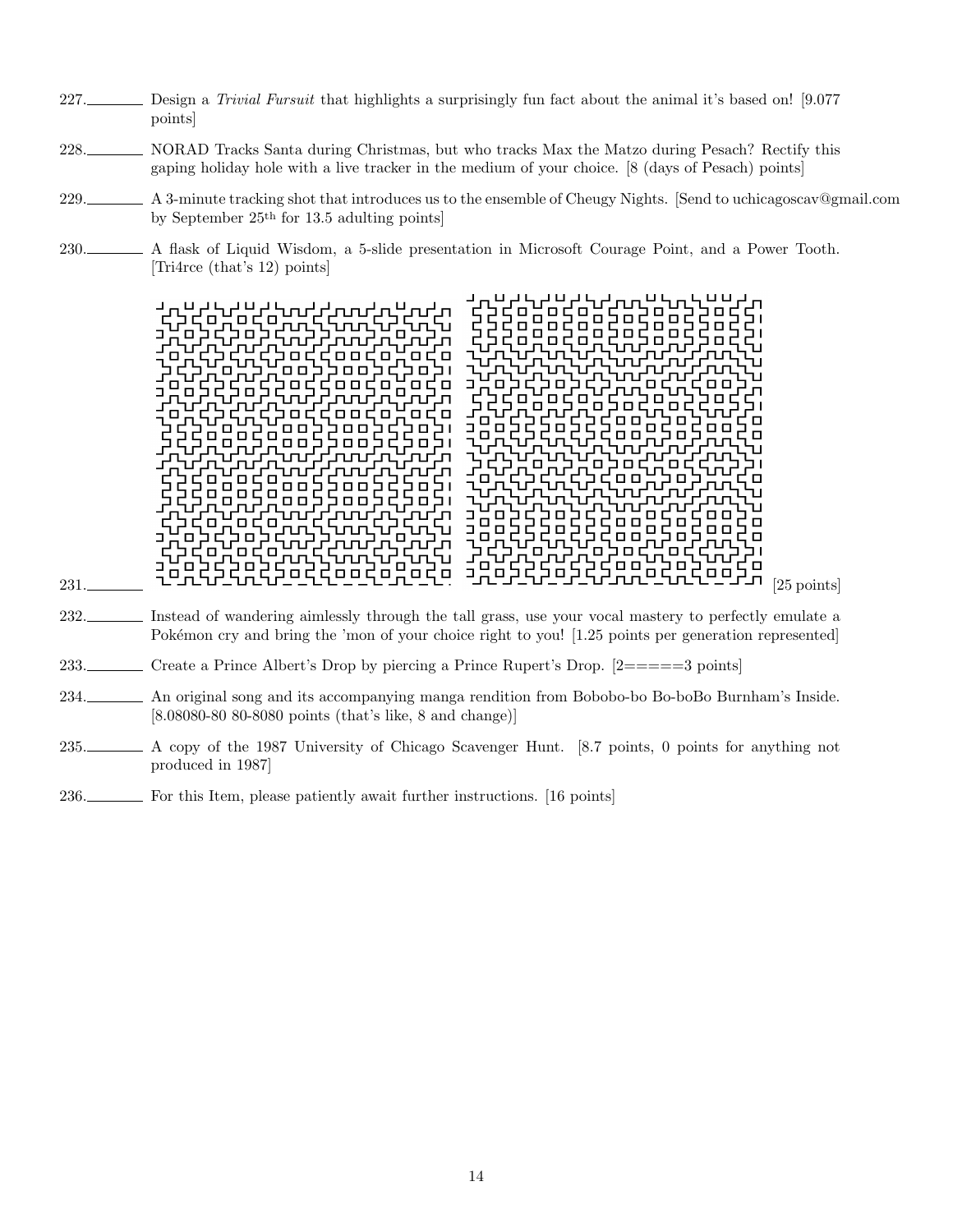227.\_\_\_\_\_\_\_ Design a *Trivial Fursuit* that highlights a surprisingly fun fact about the animal it's based on! [9.077 points]

228.\_\_\_\_\_\_\_ NORAD Tracks Santa during Christmas, but who tracks Max the Matzo during Pesach? Rectify this gaping holiday hole with a live tracker in the medium of your choice. [8 (days of Pesach) points]

229.\_\_\_\_\_\_\_ A 3-minute tracking shot that introduces us to the ensemble of Cheugy Nights. [Send to uchicagoscav@gmail.com by September 25th for 13.5 adulting points]

230.\_\_\_\_\_\_\_ A flask of Liquid Wisdom, a 5-slide presentation in Microsoft Courage Point, and a Power Tooth. [Tri4rce (that's 12) points]

231.\_\_\_\_\_\_\_ [25 points]

232.\_\_\_\_\_\_\_ Instead of wandering aimlessly through the tall grass, use your vocal mastery to perfectly emulate a Pokémon cry and bring the 'mon of your choice right to you! [1.25 points per generation represented]

233.\_\_\_\_\_\_\_ Create a Prince Albert's Drop by piercing a Prince Rupert's Drop. [2=====3 points]

234.\_\_\_\_\_\_\_ An original song and its accompanying manga rendition from Bobobo-bo Bo-boBo Burnham's Inside. [8.08080-80 80-8080 points (that's like, 8 and change)]

235.\_\_\_\_\_\_\_ A copy of the 1987 University of Chicago Scavenger Hunt. [8.7 points, 0 points for anything not produced in 1987]

236.\_\_\_\_\_\_\_ For this Item, please patiently await further instructions. [16 points]